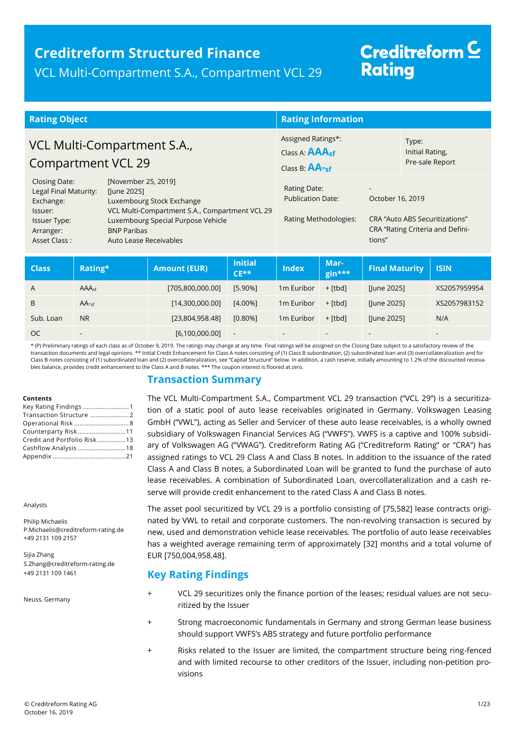# Creditreform Structured Finance

VCL Multi-Compartment S.A., Compartment VCL 29

Creditreform Rating

## Rating Object

VCL Multi-Compartment S.A., Compartment VCL 29

| | |
|---|---|
| Closing Date: | [November 25, 2019] |
| Legal Final Maturity: | [June 2025] |
| Exchange: | Luxembourg Stock Exchange |
| Issuer: | VCL Multi-Compartment S.A., Compartment VCL 29 |
| Issuer Type: | Luxembourg Special Purpose Vehicle |
| Arranger: | BNP Paribas |
| Asset Class : | Auto Lease Receivables |

## Rating Information

Assigned Ratings*:
Class A: $AAA_{sf}$
Class B: $AA\text{-}_{sf}$

Type:
Initial Rating, Pre-sale Report

| | |
|---|---|
| Rating Date: | - |
| Publication Date: | October 16, 2019 |
| Rating Methodologies: | CRA "Auto ABS Securitizations"<br>CRA "Rating Criteria and Definitions" |

| Class | Rating* | Amount (EUR) | Initial CE** | Index | Margin*** | Final Maturity | ISIN |
|---|---|---|---|---|---|---|---|
| A | $AAA_{sf}$ | [705,800,000.00] | [5.90%] | 1m Euribor | + [tbd] | [June 2025] | XS2057959954 |
| B | $AA\text{-}_{sf}$ | [14,300,000.00] | [4.00%] | 1m Euribor | + [tbd] | [June 2025] | XS2057983152 |
| Sub. Loan | NR | [23,804,958.48] | [0.80%] | 1m Euribor | + [tbd] | [June 2025] | N/A |
| OC | - | [6,100,000.00] | - | - | - | - | - |

* (P) Preliminary ratings of each class as of October 9, 2019. The ratings may change at any time. Final ratings will be assigned on the Closing Date subject to a satisfactory review of the transaction documents and legal opinions. ** Initial Credit Enhancement for Class A notes consisting of (1) Class B subordination, (2) subordinated loan and (3) overcollateralization and for Class B notes consisting of (1) subordinated loan and (2) overcollateralization, see "Capital Structure" below. In addition, a cash reserve, initially amounting to 1.2% of the discounted receivables balance, provides credit enhancement to the Class A and B notes. *** The coupon interest is floored at zero.

**Contents**

Key Rating Findings ........................1
Transaction Structure .....................2
Operational Risk ..............................8
Counterparty Risk..........................11
Credit and Portfolio Risk................13
Cashflow Analysis ..........................18
Appendix ........................................21

Analysts

Philip Michaelis
P.Michaelis@creditreform-rating.de
+49 2131 109 2157

Sijia Zhang
S.Zhang@creditreform-rating.de
+49 2131 109 1461

Neuss, Germany

## Transaction Summary

The VCL Multi-Compartment S.A., Compartment VCL 29 transaction ("VCL 29") is a securitization of a static pool of auto lease receivables originated in Germany. Volkswagen Leasing GmbH ("VWL"), acting as Seller and Servicer of these auto lease receivables, is a wholly owned subsidiary of Volkswagen Financial Services AG ("VWFS"). VWFS is a captive and 100% subsidiary of Volkswagen AG ("VWAG"). Creditreform Rating AG ("Creditreform Rating" or "CRA") has assigned ratings to VCL 29 Class A and Class B notes. In addition to the issuance of the rated Class A and Class B notes, a Subordinated Loan will be granted to fund the purchase of auto lease receivables. A combination of Subordinated Loan, overcollateralization and a cash reserve will provide credit enhancement to the rated Class A and Class B notes.

The asset pool securitized by VCL 29 is a portfolio consisting of [75,582] lease contracts originated by VWL to retail and corporate customers. The non-revolving transaction is secured by new, used and demonstration vehicle lease receivables. The portfolio of auto lease receivables has a weighted average remaining term of approximately [32] months and a total volume of EUR [750,004,958.48].

## Key Rating Findings

+ VCL 29 securitizes only the finance portion of the leases; residual values are not securitized by the Issuer

+ Strong macroeconomic fundamentals in Germany and strong German lease business should support VWFS's ABS strategy and future portfolio performance

+ Risks related to the Issuer are limited, the compartment structure being ring-fenced and with limited recourse to other creditors of the Issuer, including non-petition provisions

© Creditreform Rating AG
October 16, 2019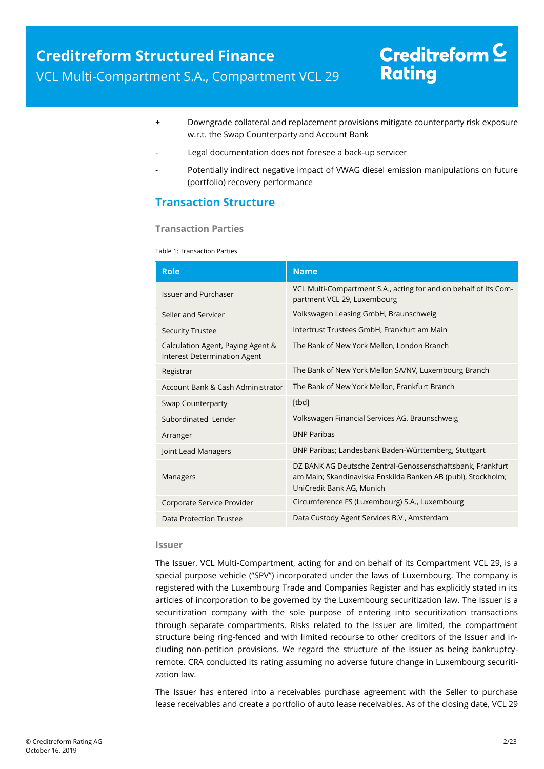\+ Downgrade collateral and replacement provisions mitigate counterparty risk exposure w.r.t. the Swap Counterparty and Account Bank

\- Legal documentation does not foresee a back-up servicer

\- Potentially indirect negative impact of VWAG diesel emission manipulations on future (portfolio) recovery performance

## Transaction Structure

### Transaction Parties

Table 1: Transaction Parties

| Role | Name |
|---|---|
| Issuer and Purchaser | VCL Multi-Compartment S.A., acting for and on behalf of its Compartment VCL 29, Luxembourg |
| Seller and Servicer | Volkswagen Leasing GmbH, Braunschweig |
| Security Trustee | Intertrust Trustees GmbH, Frankfurt am Main |
| Calculation Agent, Paying Agent & Interest Determination Agent | The Bank of New York Mellon, London Branch |
| Registrar | The Bank of New York Mellon SA/NV, Luxembourg Branch |
| Account Bank & Cash Administrator | The Bank of New York Mellon, Frankfurt Branch |
| Swap Counterparty | [tbd] |
| Subordinated Lender | Volkswagen Financial Services AG, Braunschweig |
| Arranger | BNP Paribas |
| Joint Lead Managers | BNP Paribas; Landesbank Baden-Württemberg, Stuttgart |
| Managers | DZ BANK AG Deutsche Zentral-Genossenschaftsbank, Frankfurt am Main; Skandinaviska Enskilda Banken AB (publ), Stockholm; UniCredit Bank AG, Munich |
| Corporate Service Provider | Circumference FS (Luxembourg) S.A., Luxembourg |
| Data Protection Trustee | Data Custody Agent Services B.V., Amsterdam |

### Issuer

The Issuer, VCL Multi-Compartment, acting for and on behalf of its Compartment VCL 29, is a special purpose vehicle ("SPV") incorporated under the laws of Luxembourg. The company is registered with the Luxembourg Trade and Companies Register and has explicitly stated in its articles of incorporation to be governed by the Luxembourg securitization law. The Issuer is a securitization company with the sole purpose of entering into securitization transactions through separate compartments. Risks related to the Issuer are limited, the compartment structure being ring-fenced and with limited recourse to other creditors of the Issuer and including non-petition provisions. We regard the structure of the Issuer as being bankruptcy-remote. CRA conducted its rating assuming no adverse future change in Luxembourg securitization law.

The Issuer has entered into a receivables purchase agreement with the Seller to purchase lease receivables and create a portfolio of auto lease receivables. As of the closing date, VCL 29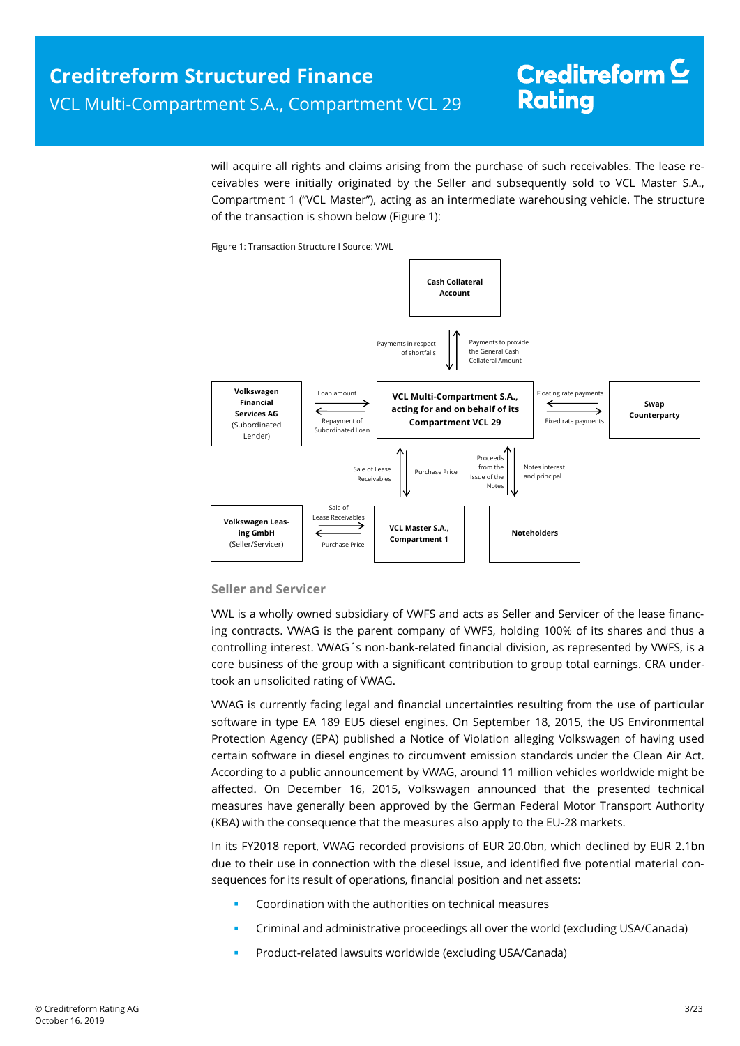will acquire all rights and claims arising from the purchase of such receivables. The lease receivables were initially originated by the Seller and subsequently sold to VCL Master S.A., Compartment 1 ("VCL Master"), acting as an intermediate warehousing vehicle. The structure of the transaction is shown below (Figure 1):

Figure 1: Transaction Structure I Source: VWL

## Seller and Servicer

VWL is a wholly owned subsidiary of VWFS and acts as Seller and Servicer of the lease financing contracts. VWAG is the parent company of VWFS, holding 100% of its shares and thus a controlling interest. VWAG´s non-bank-related financial division, as represented by VWFS, is a core business of the group with a significant contribution to group total earnings. CRA undertook an unsolicited rating of VWAG.

VWAG is currently facing legal and financial uncertainties resulting from the use of particular software in type EA 189 EU5 diesel engines. On September 18, 2015, the US Environmental Protection Agency (EPA) published a Notice of Violation alleging Volkswagen of having used certain software in diesel engines to circumvent emission standards under the Clean Air Act. According to a public announcement by VWAG, around 11 million vehicles worldwide might be affected. On December 16, 2015, Volkswagen announced that the presented technical measures have generally been approved by the German Federal Motor Transport Authority (KBA) with the consequence that the measures also apply to the EU-28 markets.

In its FY2018 report, VWAG recorded provisions of EUR 20.0bn, which declined by EUR 2.1bn due to their use in connection with the diesel issue, and identified five potential material consequences for its result of operations, financial position and net assets:

- Coordination with the authorities on technical measures
- Criminal and administrative proceedings all over the world (excluding USA/Canada)
- Product-related lawsuits worldwide (excluding USA/Canada)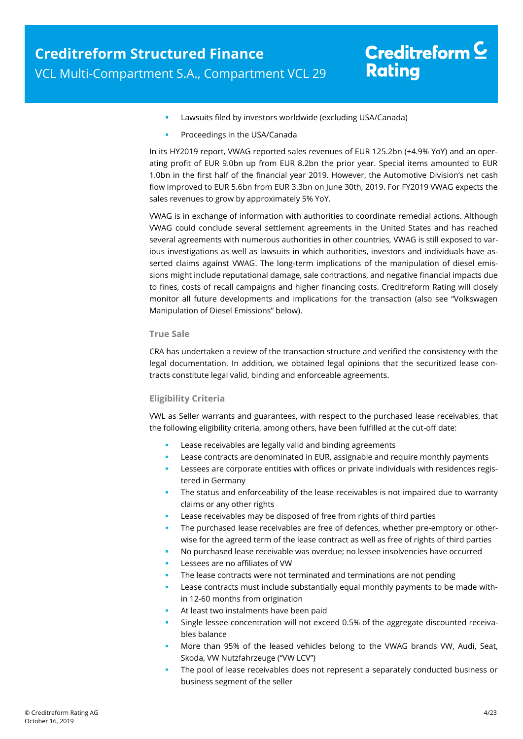- Lawsuits filed by investors worldwide (excluding USA/Canada)
- Proceedings in the USA/Canada

In its HY2019 report, VWAG reported sales revenues of EUR 125.2bn (+4.9% YoY) and an operating profit of EUR 9.0bn up from EUR 8.2bn the prior year. Special items amounted to EUR 1.0bn in the first half of the financial year 2019. However, the Automotive Division's net cash flow improved to EUR 5.6bn from EUR 3.3bn on June 30th, 2019. For FY2019 VWAG expects the sales revenues to grow by approximately 5% YoY.

VWAG is in exchange of information with authorities to coordinate remedial actions. Although VWAG could conclude several settlement agreements in the United States and has reached several agreements with numerous authorities in other countries, VWAG is still exposed to various investigations as well as lawsuits in which authorities, investors and individuals have asserted claims against VWAG. The long-term implications of the manipulation of diesel emissions might include reputational damage, sale contractions, and negative financial impacts due to fines, costs of recall campaigns and higher financing costs. Creditreform Rating will closely monitor all future developments and implications for the transaction (also see "Volkswagen Manipulation of Diesel Emissions" below).

### True Sale

CRA has undertaken a review of the transaction structure and verified the consistency with the legal documentation. In addition, we obtained legal opinions that the securitized lease contracts constitute legal valid, binding and enforceable agreements.

### Eligibility Criteria

VWL as Seller warrants and guarantees, with respect to the purchased lease receivables, that the following eligibility criteria, among others, have been fulfilled at the cut-off date:

- Lease receivables are legally valid and binding agreements
- Lease contracts are denominated in EUR, assignable and require monthly payments
- Lessees are corporate entities with offices or private individuals with residences registered in Germany
- The status and enforceability of the lease receivables is not impaired due to warranty claims or any other rights
- Lease receivables may be disposed of free from rights of third parties
- The purchased lease receivables are free of defences, whether pre-emptory or otherwise for the agreed term of the lease contract as well as free of rights of third parties
- No purchased lease receivable was overdue; no lessee insolvencies have occurred
- Lessees are no affiliates of VW
- The lease contracts were not terminated and terminations are not pending
- Lease contracts must include substantially equal monthly payments to be made within 12-60 months from origination
- At least two instalments have been paid
- Single lessee concentration will not exceed 0.5% of the aggregate discounted receivables balance
- More than 95% of the leased vehicles belong to the VWAG brands VW, Audi, Seat, Skoda, VW Nutzfahrzeuge ("VW LCV")
- The pool of lease receivables does not represent a separately conducted business or business segment of the seller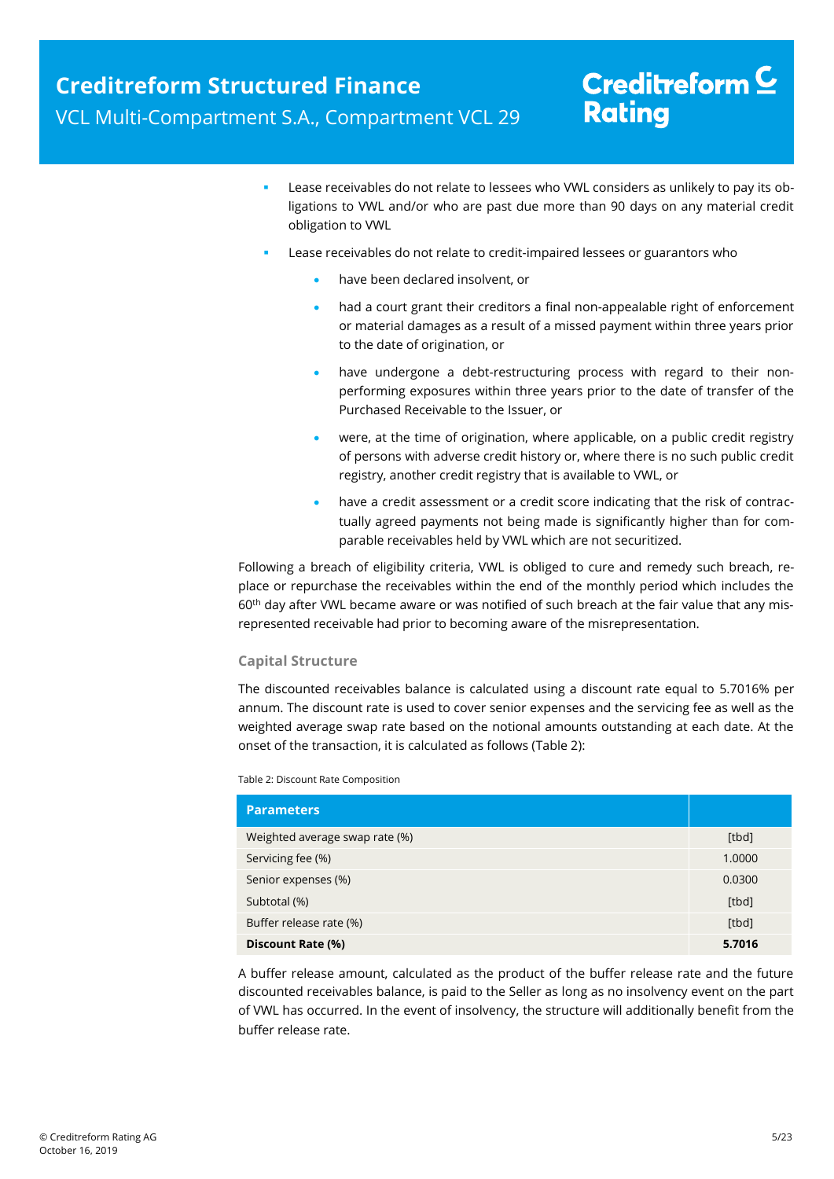- Lease receivables do not relate to lessees who VWL considers as unlikely to pay its obligations to VWL and/or who are past due more than 90 days on any material credit obligation to VWL
- Lease receivables do not relate to credit-impaired lessees or guarantors who
  - have been declared insolvent, or
  - had a court grant their creditors a final non-appealable right of enforcement or material damages as a result of a missed payment within three years prior to the date of origination, or
  - have undergone a debt-restructuring process with regard to their non-performing exposures within three years prior to the date of transfer of the Purchased Receivable to the Issuer, or
  - were, at the time of origination, where applicable, on a public credit registry of persons with adverse credit history or, where there is no such public credit registry, another credit registry that is available to VWL, or
  - have a credit assessment or a credit score indicating that the risk of contractually agreed payments not being made is significantly higher than for comparable receivables held by VWL which are not securitized.

Following a breach of eligibility criteria, VWL is obliged to cure and remedy such breach, replace or repurchase the receivables within the end of the monthly period which includes the 60th day after VWL became aware or was notified of such breach at the fair value that any misrepresented receivable had prior to becoming aware of the misrepresentation.

### Capital Structure

The discounted receivables balance is calculated using a discount rate equal to 5.7016% per annum. The discount rate is used to cover senior expenses and the servicing fee as well as the weighted average swap rate based on the notional amounts outstanding at each date. At the onset of the transaction, it is calculated as follows (Table 2):

Table 2: Discount Rate Composition

| Parameters | |
|---|---|
| Weighted average swap rate (%) | [tbd] |
| Servicing fee (%) | 1.0000 |
| Senior expenses (%) | 0.0300 |
| Subtotal (%) | [tbd] |
| Buffer release rate (%) | [tbd] |
| **Discount Rate (%)** | **5.7016** |

A buffer release amount, calculated as the product of the buffer release rate and the future discounted receivables balance, is paid to the Seller as long as no insolvency event on the part of VWL has occurred. In the event of insolvency, the structure will additionally benefit from the buffer release rate.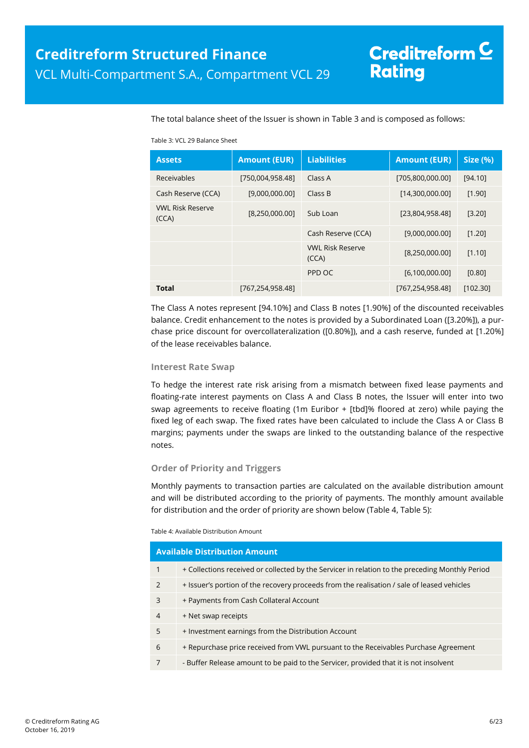The total balance sheet of the Issuer is shown in Table 3 and is composed as follows:

Table 3: VCL 29 Balance Sheet

| Assets | Amount (EUR) | Liabilities | Amount (EUR) | Size (%) |
|---|---|---|---|---|
| Receivables | [750,004,958.48] | Class A | [705,800,000.00] | [94.10] |
| Cash Reserve (CCA) | [9,000,000.00] | Class B | [14,300,000.00] | [1.90] |
| VWL Risk Reserve (CCA) | [8,250,000.00] | Sub Loan | [23,804,958.48] | [3.20] |
| | | Cash Reserve (CCA) | [9,000,000.00] | [1.20] |
| | | VWL Risk Reserve (CCA) | [8,250,000.00] | [1.10] |
| | | PPD OC | [6,100,000.00] | [0.80] |
| **Total** | [767,254,958.48] | | [767,254,958.48] | [102.30] |

The Class A notes represent [94.10%] and Class B notes [1.90%] of the discounted receivables balance. Credit enhancement to the notes is provided by a Subordinated Loan ([3.20%]), a purchase price discount for overcollateralization ([0.80%]), and a cash reserve, funded at [1.20%] of the lease receivables balance.

### Interest Rate Swap

To hedge the interest rate risk arising from a mismatch between fixed lease payments and floating-rate interest payments on Class A and Class B notes, the Issuer will enter into two swap agreements to receive floating (1m Euribor + [tbd]% floored at zero) while paying the fixed leg of each swap. The fixed rates have been calculated to include the Class A or Class B margins; payments under the swaps are linked to the outstanding balance of the respective notes.

### Order of Priority and Triggers

Monthly payments to transaction parties are calculated on the available distribution amount and will be distributed according to the priority of payments. The monthly amount available for distribution and the order of priority are shown below (Table 4, Table 5):

Table 4: Available Distribution Amount

| Available Distribution Amount | |
|---|---|
| 1 | + Collections received or collected by the Servicer in relation to the preceding Monthly Period |
| 2 | + Issuer's portion of the recovery proceeds from the realisation / sale of leased vehicles |
| 3 | + Payments from Cash Collateral Account |
| 4 | + Net swap receipts |
| 5 | + Investment earnings from the Distribution Account |
| 6 | + Repurchase price received from VWL pursuant to the Receivables Purchase Agreement |
| 7 | - Buffer Release amount to be paid to the Servicer, provided that it is not insolvent |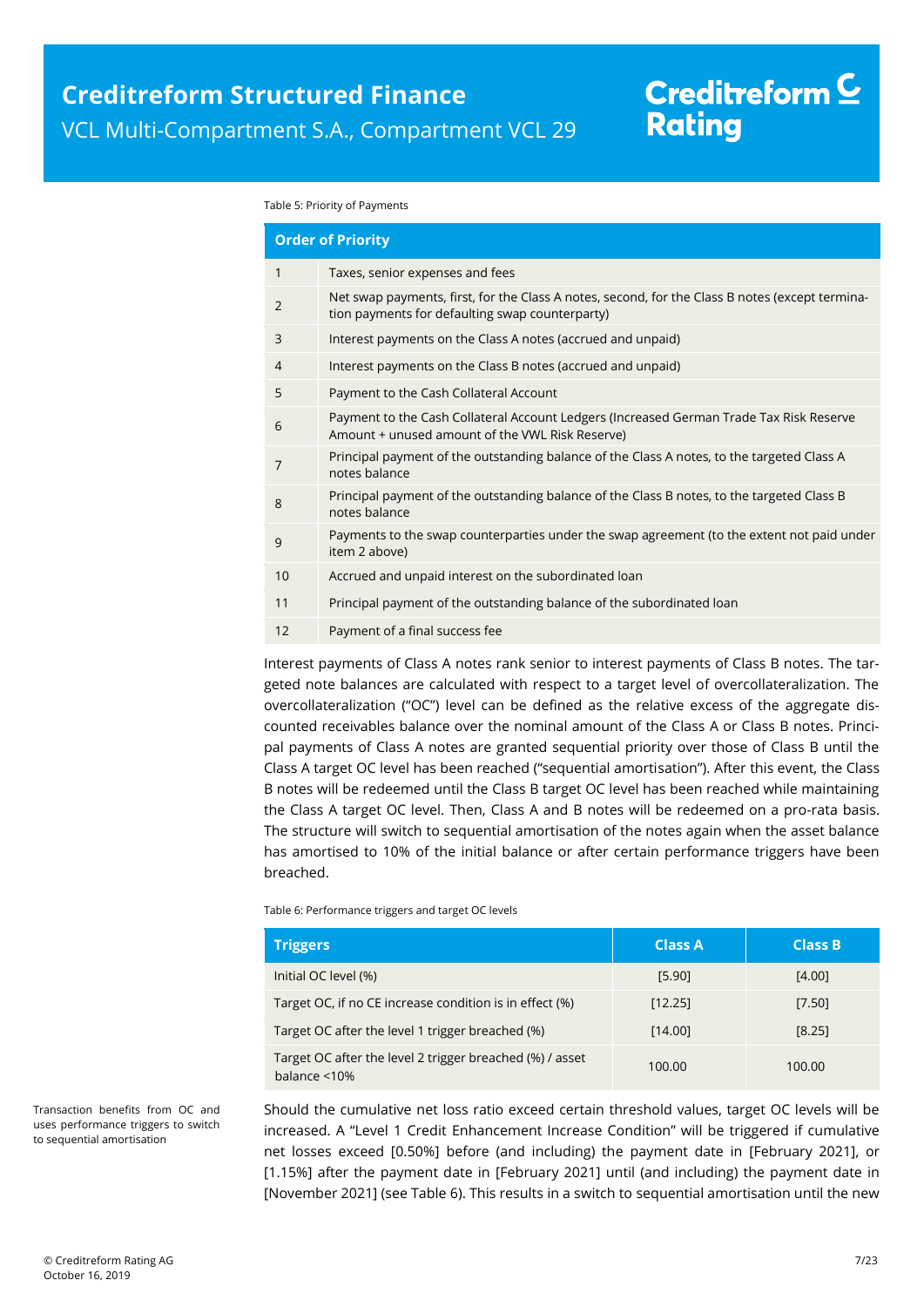Table 5: Priority of Payments

| Order of Priority | |
|---|---|
| 1 | Taxes, senior expenses and fees |
| 2 | Net swap payments, first, for the Class A notes, second, for the Class B notes (except termination payments for defaulting swap counterparty) |
| 3 | Interest payments on the Class A notes (accrued and unpaid) |
| 4 | Interest payments on the Class B notes (accrued and unpaid) |
| 5 | Payment to the Cash Collateral Account |
| 6 | Payment to the Cash Collateral Account Ledgers (Increased German Trade Tax Risk Reserve Amount + unused amount of the VWL Risk Reserve) |
| 7 | Principal payment of the outstanding balance of the Class A notes, to the targeted Class A notes balance |
| 8 | Principal payment of the outstanding balance of the Class B notes, to the targeted Class B notes balance |
| 9 | Payments to the swap counterparties under the swap agreement (to the extent not paid under item 2 above) |
| 10 | Accrued and unpaid interest on the subordinated loan |
| 11 | Principal payment of the outstanding balance of the subordinated loan |
| 12 | Payment of a final success fee |

Interest payments of Class A notes rank senior to interest payments of Class B notes. The targeted note balances are calculated with respect to a target level of overcollateralization. The overcollateralization ("OC") level can be defined as the relative excess of the aggregate discounted receivables balance over the nominal amount of the Class A or Class B notes. Principal payments of Class A notes are granted sequential priority over those of Class B until the Class A target OC level has been reached ("sequential amortisation"). After this event, the Class B notes will be redeemed until the Class B target OC level has been reached while maintaining the Class A target OC level. Then, Class A and B notes will be redeemed on a pro-rata basis. The structure will switch to sequential amortisation of the notes again when the asset balance has amortised to 10% of the initial balance or after certain performance triggers have been breached.

Table 6: Performance triggers and target OC levels

| Triggers | Class A | Class B |
|---|---|---|
| Initial OC level (%) | [5.90] | [4.00] |
| Target OC, if no CE increase condition is in effect (%) | [12.25] | [7.50] |
| Target OC after the level 1 trigger breached (%) | [14.00] | [8.25] |
| Target OC after the level 2 trigger breached (%) / asset balance <10% | 100.00 | 100.00 |

Transaction benefits from OC and uses performance triggers to switch to sequential amortisation

Should the cumulative net loss ratio exceed certain threshold values, target OC levels will be increased. A "Level 1 Credit Enhancement Increase Condition" will be triggered if cumulative net losses exceed [0.50%] before (and including) the payment date in [February 2021], or [1.15%] after the payment date in [February 2021] until (and including) the payment date in [November 2021] (see Table 6). This results in a switch to sequential amortisation until the new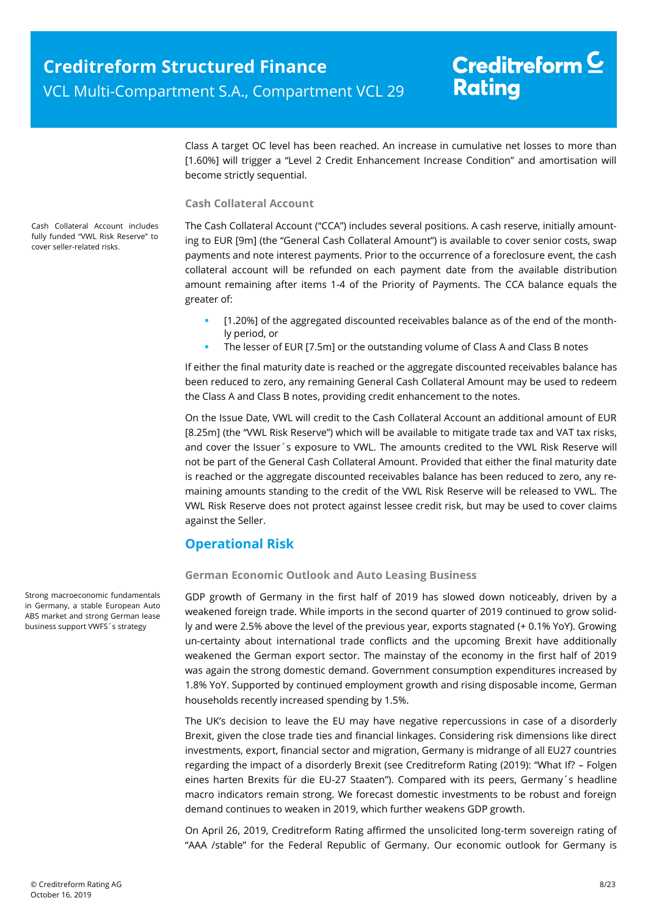Class A target OC level has been reached. An increase in cumulative net losses to more than [1.60%] will trigger a "Level 2 Credit Enhancement Increase Condition" and amortisation will become strictly sequential.

### Cash Collateral Account

Cash Collateral Account includes fully funded "VWL Risk Reserve" to cover seller-related risks.

The Cash Collateral Account ("CCA") includes several positions. A cash reserve, initially amounting to EUR [9m] (the "General Cash Collateral Amount") is available to cover senior costs, swap payments and note interest payments. Prior to the occurrence of a foreclosure event, the cash collateral account will be refunded on each payment date from the available distribution amount remaining after items 1-4 of the Priority of Payments. The CCA balance equals the greater of:

- [1.20%] of the aggregated discounted receivables balance as of the end of the monthly period, or
- The lesser of EUR [7.5m] or the outstanding volume of Class A and Class B notes

If either the final maturity date is reached or the aggregate discounted receivables balance has been reduced to zero, any remaining General Cash Collateral Amount may be used to redeem the Class A and Class B notes, providing credit enhancement to the notes.

On the Issue Date, VWL will credit to the Cash Collateral Account an additional amount of EUR [8.25m] (the "VWL Risk Reserve") which will be available to mitigate trade tax and VAT tax risks, and cover the Issuer´s exposure to VWL. The amounts credited to the VWL Risk Reserve will not be part of the General Cash Collateral Amount. Provided that either the final maturity date is reached or the aggregate discounted receivables balance has been reduced to zero, any remaining amounts standing to the credit of the VWL Risk Reserve will be released to VWL. The VWL Risk Reserve does not protect against lessee credit risk, but may be used to cover claims against the Seller.

## Operational Risk

### German Economic Outlook and Auto Leasing Business

Strong macroeconomic fundamentals in Germany, a stable European Auto ABS market and strong German lease business support VWFS´s strategy

GDP growth of Germany in the first half of 2019 has slowed down noticeably, driven by a weakened foreign trade. While imports in the second quarter of 2019 continued to grow solidly and were 2.5% above the level of the previous year, exports stagnated (+ 0.1% YoY). Growing un-certainty about international trade conflicts and the upcoming Brexit have additionally weakened the German export sector. The mainstay of the economy in the first half of 2019 was again the strong domestic demand. Government consumption expenditures increased by 1.8% YoY. Supported by continued employment growth and rising disposable income, German households recently increased spending by 1.5%.

The UK's decision to leave the EU may have negative repercussions in case of a disorderly Brexit, given the close trade ties and financial linkages. Considering risk dimensions like direct investments, export, financial sector and migration, Germany is midrange of all EU27 countries regarding the impact of a disorderly Brexit (see Creditreform Rating (2019): "What If? – Folgen eines harten Brexits für die EU-27 Staaten"). Compared with its peers, Germany´s headline macro indicators remain strong. We forecast domestic investments to be robust and foreign demand continues to weaken in 2019, which further weakens GDP growth.

On April 26, 2019, Creditreform Rating affirmed the unsolicited long-term sovereign rating of "AAA /stable" for the Federal Republic of Germany. Our economic outlook for Germany is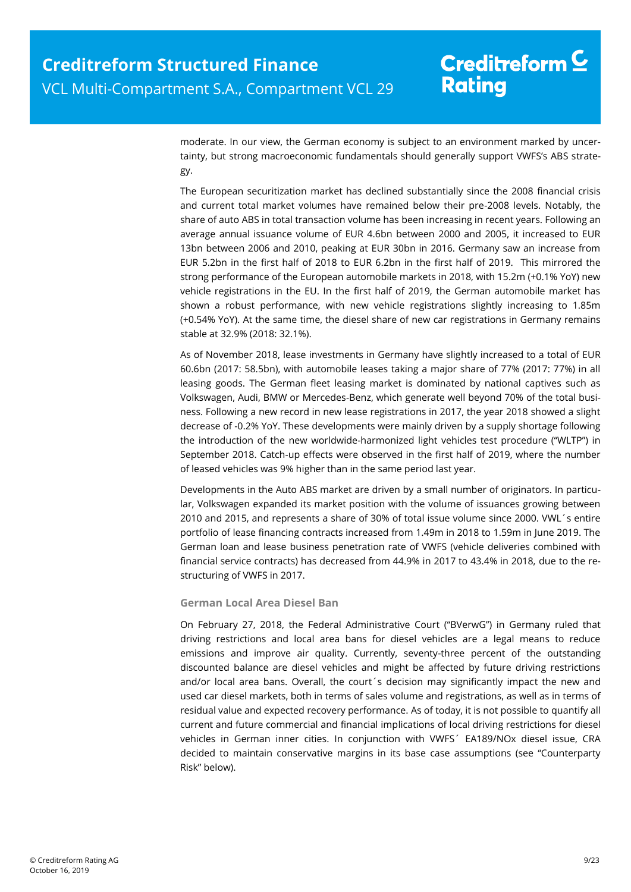moderate. In our view, the German economy is subject to an environment marked by uncertainty, but strong macroeconomic fundamentals should generally support VWFS's ABS strategy.

The European securitization market has declined substantially since the 2008 financial crisis and current total market volumes have remained below their pre-2008 levels. Notably, the share of auto ABS in total transaction volume has been increasing in recent years. Following an average annual issuance volume of EUR 4.6bn between 2000 and 2005, it increased to EUR 13bn between 2006 and 2010, peaking at EUR 30bn in 2016. Germany saw an increase from EUR 5.2bn in the first half of 2018 to EUR 6.2bn in the first half of 2019. This mirrored the strong performance of the European automobile markets in 2018, with 15.2m (+0.1% YoY) new vehicle registrations in the EU. In the first half of 2019, the German automobile market has shown a robust performance, with new vehicle registrations slightly increasing to 1.85m (+0.54% YoY). At the same time, the diesel share of new car registrations in Germany remains stable at 32.9% (2018: 32.1%).

As of November 2018, lease investments in Germany have slightly increased to a total of EUR 60.6bn (2017: 58.5bn), with automobile leases taking a major share of 77% (2017: 77%) in all leasing goods. The German fleet leasing market is dominated by national captives such as Volkswagen, Audi, BMW or Mercedes-Benz, which generate well beyond 70% of the total business. Following a new record in new lease registrations in 2017, the year 2018 showed a slight decrease of -0.2% YoY. These developments were mainly driven by a supply shortage following the introduction of the new worldwide-harmonized light vehicles test procedure ("WLTP") in September 2018. Catch-up effects were observed in the first half of 2019, where the number of leased vehicles was 9% higher than in the same period last year.

Developments in the Auto ABS market are driven by a small number of originators. In particular, Volkswagen expanded its market position with the volume of issuances growing between 2010 and 2015, and represents a share of 30% of total issue volume since 2000. VWL´s entire portfolio of lease financing contracts increased from 1.49m in 2018 to 1.59m in June 2019. The German loan and lease business penetration rate of VWFS (vehicle deliveries combined with financial service contracts) has decreased from 44.9% in 2017 to 43.4% in 2018, due to the restructuring of VWFS in 2017.

### German Local Area Diesel Ban

On February 27, 2018, the Federal Administrative Court ("BVerwG") in Germany ruled that driving restrictions and local area bans for diesel vehicles are a legal means to reduce emissions and improve air quality. Currently, seventy-three percent of the outstanding discounted balance are diesel vehicles and might be affected by future driving restrictions and/or local area bans. Overall, the court´s decision may significantly impact the new and used car diesel markets, both in terms of sales volume and registrations, as well as in terms of residual value and expected recovery performance. As of today, it is not possible to quantify all current and future commercial and financial implications of local driving restrictions for diesel vehicles in German inner cities. In conjunction with VWFS´ EA189/NOx diesel issue, CRA decided to maintain conservative margins in its base case assumptions (see "Counterparty Risk" below).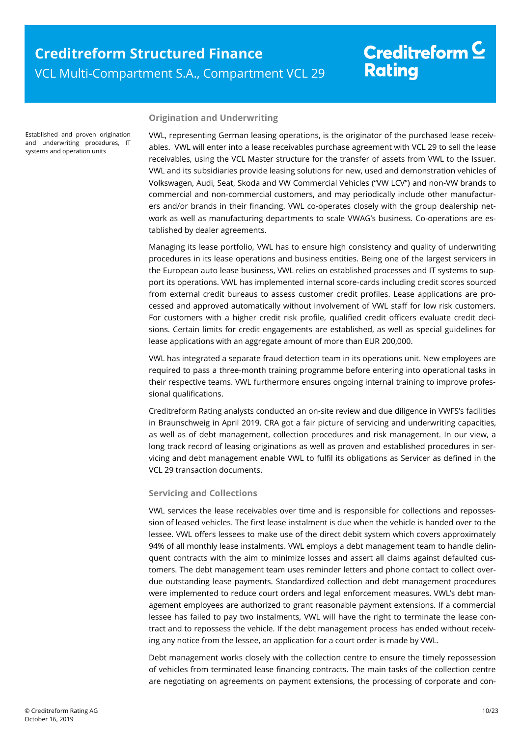## Origination and Underwriting

Established and proven origination and underwriting procedures, IT systems and operation units

VWL, representing German leasing operations, is the originator of the purchased lease receivables. VWL will enter into a lease receivables purchase agreement with VCL 29 to sell the lease receivables, using the VCL Master structure for the transfer of assets from VWL to the Issuer. VWL and its subsidiaries provide leasing solutions for new, used and demonstration vehicles of Volkswagen, Audi, Seat, Skoda and VW Commercial Vehicles ("VW LCV") and non-VW brands to commercial and non-commercial customers, and may periodically include other manufacturers and/or brands in their financing. VWL co-operates closely with the group dealership network as well as manufacturing departments to scale VWAG's business. Co-operations are established by dealer agreements.

Managing its lease portfolio, VWL has to ensure high consistency and quality of underwriting procedures in its lease operations and business entities. Being one of the largest servicers in the European auto lease business, VWL relies on established processes and IT systems to support its operations. VWL has implemented internal score-cards including credit scores sourced from external credit bureaus to assess customer credit profiles. Lease applications are processed and approved automatically without involvement of VWL staff for low risk customers. For customers with a higher credit risk profile, qualified credit officers evaluate credit decisions. Certain limits for credit engagements are established, as well as special guidelines for lease applications with an aggregate amount of more than EUR 200,000.

VWL has integrated a separate fraud detection team in its operations unit. New employees are required to pass a three-month training programme before entering into operational tasks in their respective teams. VWL furthermore ensures ongoing internal training to improve professional qualifications.

Creditreform Rating analysts conducted an on-site review and due diligence in VWFS's facilities in Braunschweig in April 2019. CRA got a fair picture of servicing and underwriting capacities, as well as of debt management, collection procedures and risk management. In our view, a long track record of leasing originations as well as proven and established procedures in servicing and debt management enable VWL to fulfil its obligations as Servicer as defined in the VCL 29 transaction documents.

## Servicing and Collections

VWL services the lease receivables over time and is responsible for collections and repossession of leased vehicles. The first lease instalment is due when the vehicle is handed over to the lessee. VWL offers lessees to make use of the direct debit system which covers approximately 94% of all monthly lease instalments. VWL employs a debt management team to handle delinquent contracts with the aim to minimize losses and assert all claims against defaulted customers. The debt management team uses reminder letters and phone contact to collect overdue outstanding lease payments. Standardized collection and debt management procedures were implemented to reduce court orders and legal enforcement measures. VWL's debt management employees are authorized to grant reasonable payment extensions. If a commercial lessee has failed to pay two instalments, VWL will have the right to terminate the lease contract and to repossess the vehicle. If the debt management process has ended without receiving any notice from the lessee, an application for a court order is made by VWL.

Debt management works closely with the collection centre to ensure the timely repossession of vehicles from terminated lease financing contracts. The main tasks of the collection centre are negotiating on agreements on payment extensions, the processing of corporate and con-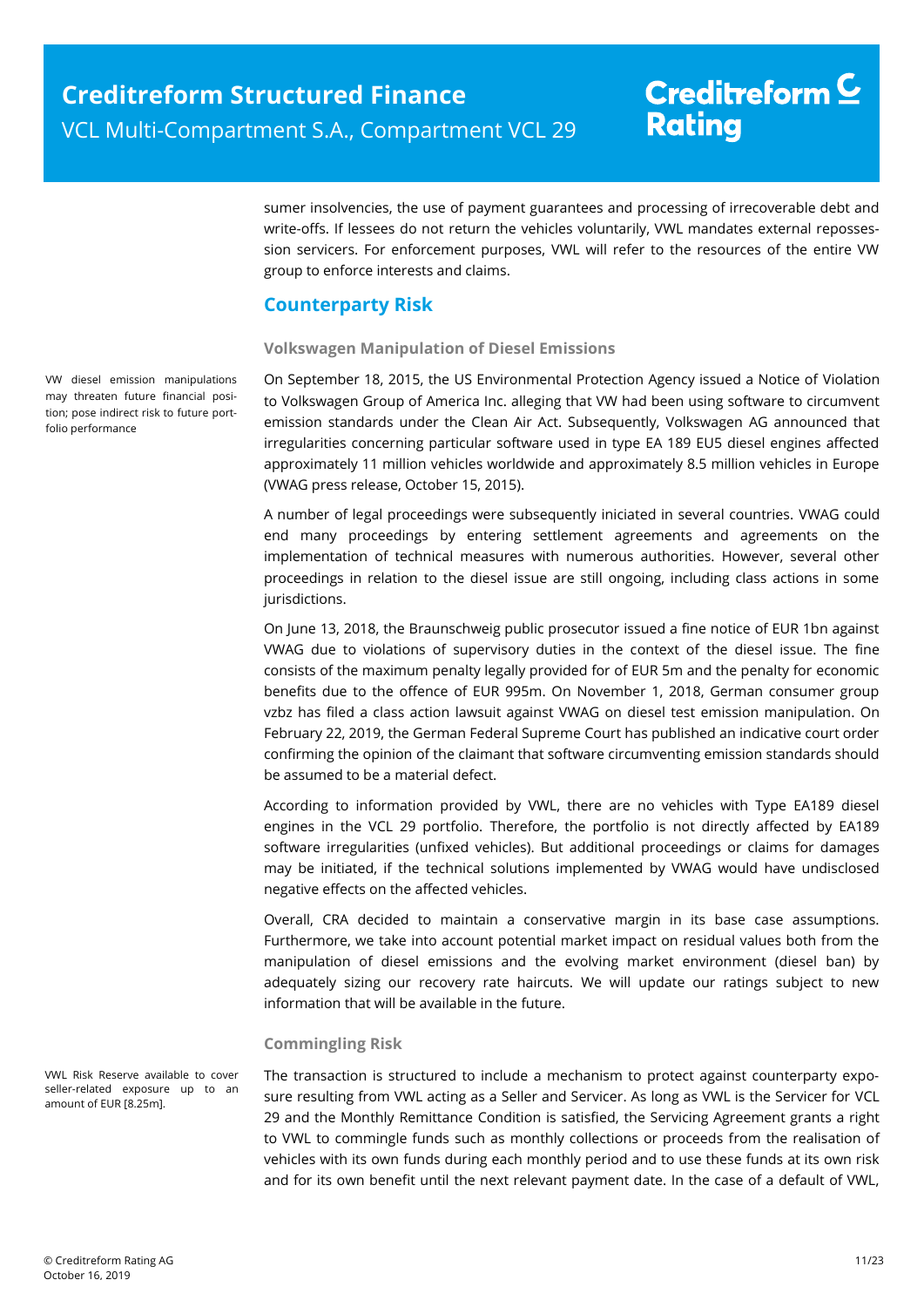sumer insolvencies, the use of payment guarantees and processing of irrecoverable debt and write-offs. If lessees do not return the vehicles voluntarily, VWL mandates external repossession servicers. For enforcement purposes, VWL will refer to the resources of the entire VW group to enforce interests and claims.

## Counterparty Risk

### Volkswagen Manipulation of Diesel Emissions

VW diesel emission manipulations may threaten future financial position; pose indirect risk to future portfolio performance

On September 18, 2015, the US Environmental Protection Agency issued a Notice of Violation to Volkswagen Group of America Inc. alleging that VW had been using software to circumvent emission standards under the Clean Air Act. Subsequently, Volkswagen AG announced that irregularities concerning particular software used in type EA 189 EU5 diesel engines affected approximately 11 million vehicles worldwide and approximately 8.5 million vehicles in Europe (VWAG press release, October 15, 2015).

A number of legal proceedings were subsequently iniciated in several countries. VWAG could end many proceedings by entering settlement agreements and agreements on the implementation of technical measures with numerous authorities. However, several other proceedings in relation to the diesel issue are still ongoing, including class actions in some jurisdictions.

On June 13, 2018, the Braunschweig public prosecutor issued a fine notice of EUR 1bn against VWAG due to violations of supervisory duties in the context of the diesel issue. The fine consists of the maximum penalty legally provided for of EUR 5m and the penalty for economic benefits due to the offence of EUR 995m. On November 1, 2018, German consumer group vzbz has filed a class action lawsuit against VWAG on diesel test emission manipulation. On February 22, 2019, the German Federal Supreme Court has published an indicative court order confirming the opinion of the claimant that software circumventing emission standards should be assumed to be a material defect.

According to information provided by VWL, there are no vehicles with Type EA189 diesel engines in the VCL 29 portfolio. Therefore, the portfolio is not directly affected by EA189 software irregularities (unfixed vehicles). But additional proceedings or claims for damages may be initiated, if the technical solutions implemented by VWAG would have undisclosed negative effects on the affected vehicles.

Overall, CRA decided to maintain a conservative margin in its base case assumptions. Furthermore, we take into account potential market impact on residual values both from the manipulation of diesel emissions and the evolving market environment (diesel ban) by adequately sizing our recovery rate haircuts. We will update our ratings subject to new information that will be available in the future.

### Commingling Risk

VWL Risk Reserve available to cover seller-related exposure up to an amount of EUR [8.25m].

The transaction is structured to include a mechanism to protect against counterparty exposure resulting from VWL acting as a Seller and Servicer. As long as VWL is the Servicer for VCL 29 and the Monthly Remittance Condition is satisfied, the Servicing Agreement grants a right to VWL to commingle funds such as monthly collections or proceeds from the realisation of vehicles with its own funds during each monthly period and to use these funds at its own risk and for its own benefit until the next relevant payment date. In the case of a default of VWL,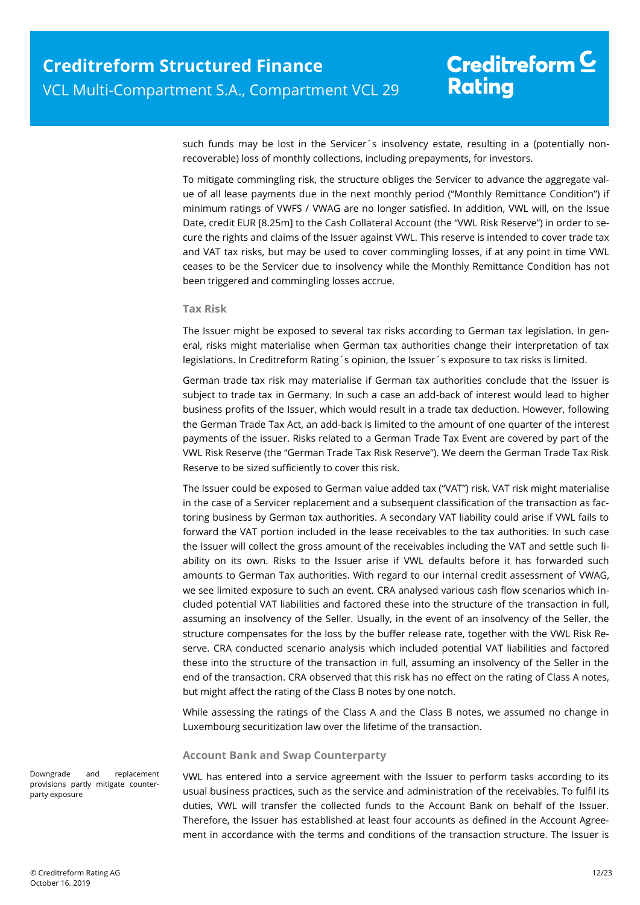such funds may be lost in the Servicer´s insolvency estate, resulting in a (potentially non-recoverable) loss of monthly collections, including prepayments, for investors.

To mitigate commingling risk, the structure obliges the Servicer to advance the aggregate value of all lease payments due in the next monthly period ("Monthly Remittance Condition") if minimum ratings of VWFS / VWAG are no longer satisfied. In addition, VWL will, on the Issue Date, credit EUR [8.25m] to the Cash Collateral Account (the "VWL Risk Reserve") in order to secure the rights and claims of the Issuer against VWL. This reserve is intended to cover trade tax and VAT tax risks, but may be used to cover commingling losses, if at any point in time VWL ceases to be the Servicer due to insolvency while the Monthly Remittance Condition has not been triggered and commingling losses accrue.

### Tax Risk

The Issuer might be exposed to several tax risks according to German tax legislation. In general, risks might materialise when German tax authorities change their interpretation of tax legislations. In Creditreform Rating´s opinion, the Issuer´s exposure to tax risks is limited.

German trade tax risk may materialise if German tax authorities conclude that the Issuer is subject to trade tax in Germany. In such a case an add-back of interest would lead to higher business profits of the Issuer, which would result in a trade tax deduction. However, following the German Trade Tax Act, an add-back is limited to the amount of one quarter of the interest payments of the issuer. Risks related to a German Trade Tax Event are covered by part of the VWL Risk Reserve (the "German Trade Tax Risk Reserve"). We deem the German Trade Tax Risk Reserve to be sized sufficiently to cover this risk.

The Issuer could be exposed to German value added tax ("VAT") risk. VAT risk might materialise in the case of a Servicer replacement and a subsequent classification of the transaction as factoring business by German tax authorities. A secondary VAT liability could arise if VWL fails to forward the VAT portion included in the lease receivables to the tax authorities. In such case the Issuer will collect the gross amount of the receivables including the VAT and settle such liability on its own. Risks to the Issuer arise if VWL defaults before it has forwarded such amounts to German Tax authorities. With regard to our internal credit assessment of VWAG, we see limited exposure to such an event. CRA analysed various cash flow scenarios which included potential VAT liabilities and factored these into the structure of the transaction in full, assuming an insolvency of the Seller. Usually, in the event of an insolvency of the Seller, the structure compensates for the loss by the buffer release rate, together with the VWL Risk Reserve. CRA conducted scenario analysis which included potential VAT liabilities and factored these into the structure of the transaction in full, assuming an insolvency of the Seller in the end of the transaction. CRA observed that this risk has no effect on the rating of Class A notes, but might affect the rating of the Class B notes by one notch.

While assessing the ratings of the Class A and the Class B notes, we assumed no change in Luxembourg securitization law over the lifetime of the transaction.

### Account Bank and Swap Counterparty

Downgrade and replacement provisions partly mitigate counterparty exposure

VWL has entered into a service agreement with the Issuer to perform tasks according to its usual business practices, such as the service and administration of the receivables. To fulfil its duties, VWL will transfer the collected funds to the Account Bank on behalf of the Issuer. Therefore, the Issuer has established at least four accounts as defined in the Account Agreement in accordance with the terms and conditions of the transaction structure. The Issuer is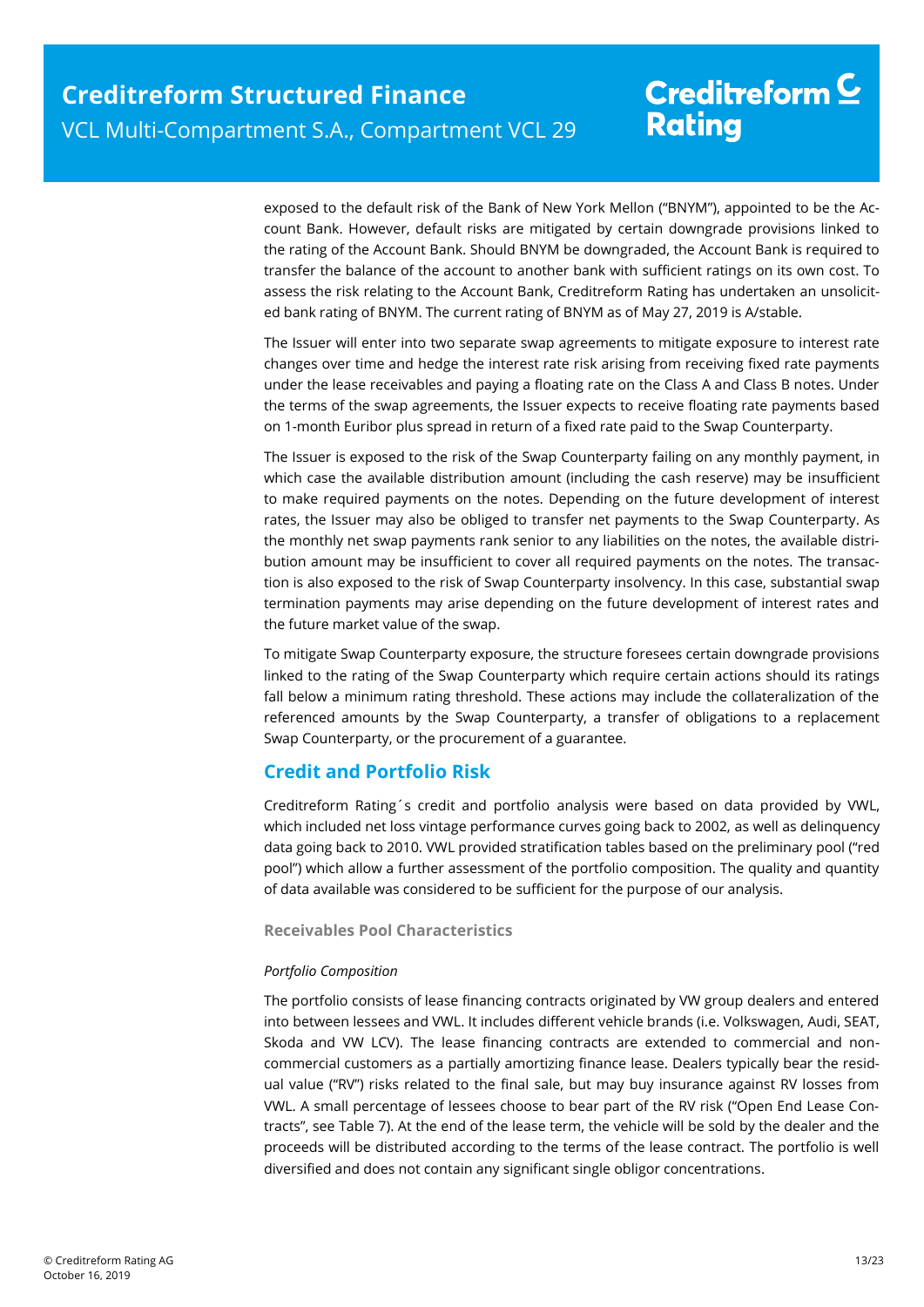exposed to the default risk of the Bank of New York Mellon ("BNYM"), appointed to be the Account Bank. However, default risks are mitigated by certain downgrade provisions linked to the rating of the Account Bank. Should BNYM be downgraded, the Account Bank is required to transfer the balance of the account to another bank with sufficient ratings on its own cost. To assess the risk relating to the Account Bank, Creditreform Rating has undertaken an unsolicited bank rating of BNYM. The current rating of BNYM as of May 27, 2019 is A/stable.

The Issuer will enter into two separate swap agreements to mitigate exposure to interest rate changes over time and hedge the interest rate risk arising from receiving fixed rate payments under the lease receivables and paying a floating rate on the Class A and Class B notes. Under the terms of the swap agreements, the Issuer expects to receive floating rate payments based on 1-month Euribor plus spread in return of a fixed rate paid to the Swap Counterparty.

The Issuer is exposed to the risk of the Swap Counterparty failing on any monthly payment, in which case the available distribution amount (including the cash reserve) may be insufficient to make required payments on the notes. Depending on the future development of interest rates, the Issuer may also be obliged to transfer net payments to the Swap Counterparty. As the monthly net swap payments rank senior to any liabilities on the notes, the available distribution amount may be insufficient to cover all required payments on the notes. The transaction is also exposed to the risk of Swap Counterparty insolvency. In this case, substantial swap termination payments may arise depending on the future development of interest rates and the future market value of the swap.

To mitigate Swap Counterparty exposure, the structure foresees certain downgrade provisions linked to the rating of the Swap Counterparty which require certain actions should its ratings fall below a minimum rating threshold. These actions may include the collateralization of the referenced amounts by the Swap Counterparty, a transfer of obligations to a replacement Swap Counterparty, or the procurement of a guarantee.

## Credit and Portfolio Risk

Creditreform Rating´s credit and portfolio analysis were based on data provided by VWL, which included net loss vintage performance curves going back to 2002, as well as delinquency data going back to 2010. VWL provided stratification tables based on the preliminary pool ("red pool") which allow a further assessment of the portfolio composition. The quality and quantity of data available was considered to be sufficient for the purpose of our analysis.

### Receivables Pool Characteristics

*Portfolio Composition*

The portfolio consists of lease financing contracts originated by VW group dealers and entered into between lessees and VWL. It includes different vehicle brands (i.e. Volkswagen, Audi, SEAT, Skoda and VW LCV). The lease financing contracts are extended to commercial and non-commercial customers as a partially amortizing finance lease. Dealers typically bear the residual value ("RV") risks related to the final sale, but may buy insurance against RV losses from VWL. A small percentage of lessees choose to bear part of the RV risk ("Open End Lease Contracts", see Table 7). At the end of the lease term, the vehicle will be sold by the dealer and the proceeds will be distributed according to the terms of the lease contract. The portfolio is well diversified and does not contain any significant single obligor concentrations.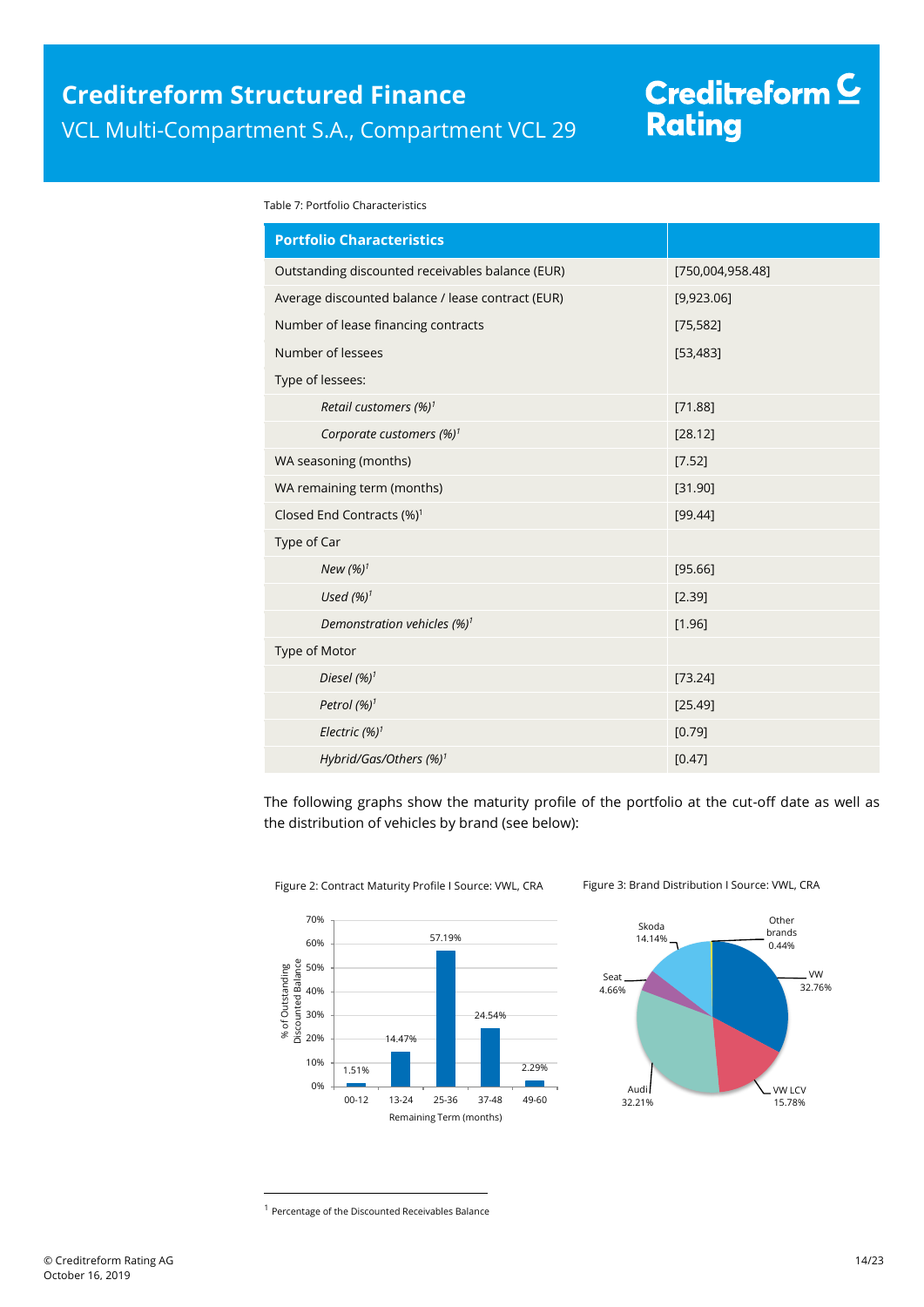Table 7: Portfolio Characteristics

| Portfolio Characteristics | |
|---|---|
| Outstanding discounted receivables balance (EUR) | [750,004,958.48] |
| Average discounted balance / lease contract (EUR) | [9,923.06] |
| Number of lease financing contracts | [75,582] |
| Number of lessees | [53,483] |
| Type of lessees: | |
| *Retail customers (%)*[1] | [71.88] |
| *Corporate customers (%)*[1] | [28.12] |
| WA seasoning (months) | [7.52] |
| WA remaining term (months) | [31.90] |
| Closed End Contracts (%)[1] | [99.44] |
| Type of Car | |
| *New (%)*[1] | [95.66] |
| *Used (%)*[1] | [2.39] |
| *Demonstration vehicles (%)*[1] | [1.96] |
| Type of Motor | |
| *Diesel (%)*[1] | [73.24] |
| *Petrol (%)*[1] | [25.49] |
| *Electric (%)*[1] | [0.79] |
| *Hybrid/Gas/Others (%)*[1] | [0.47] |

The following graphs show the maturity profile of the portfolio at the cut-off date as well as the distribution of vehicles by brand (see below):

Figure 2: Contract Maturity Profile I Source: VWL, CRA

| Remaining Term (months) | % of Outstanding Discounted Balance |
|---|---|
| 00-12 | 1.51% |
| 13-24 | 14.47% |
| 25-36 | 57.19% |
| 37-48 | 24.54% |
| 49-60 | 2.29% |

Figure 3: Brand Distribution I Source: VWL, CRA

| Brand | Share |
|---|---|
| VW | 32.76% |
| VW LCV | 15.78% |
| Audi | 32.21% |
| Seat | 4.66% |
| Skoda | 14.14% |
| Other brands | 0.44% |

[1] Percentage of the Discounted Receivables Balance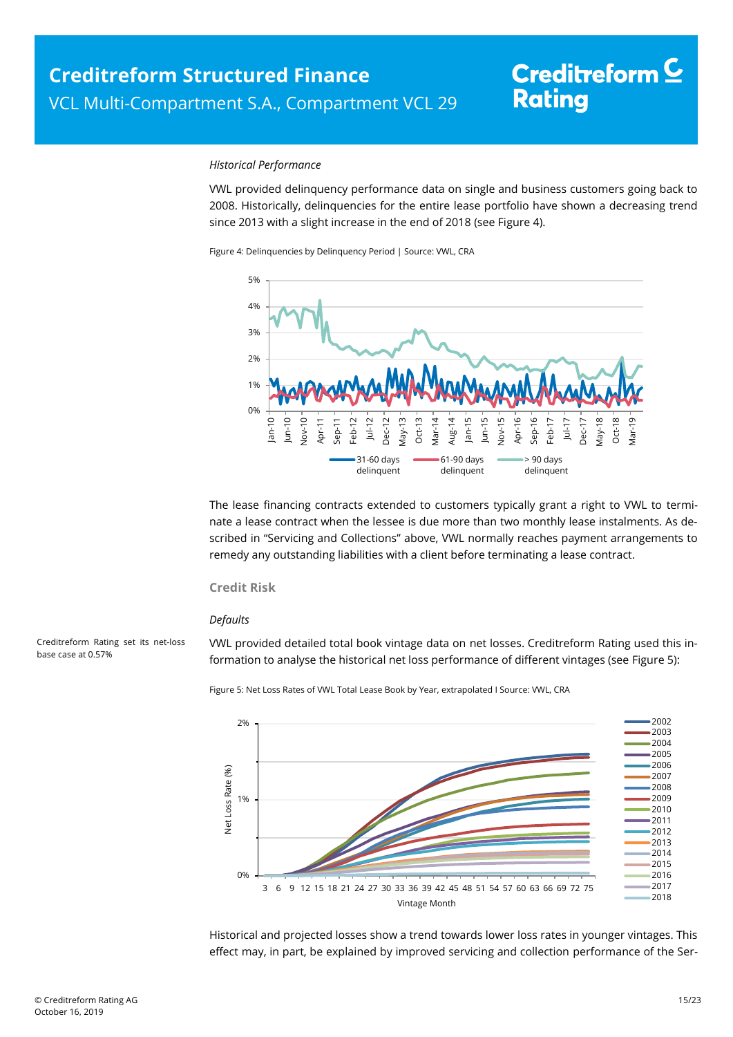*Historical Performance*

VWL provided delinquency performance data on single and business customers going back to 2008. Historically, delinquencies for the entire lease portfolio have shown a decreasing trend since 2013 with a slight increase in the end of 2018 (see Figure 4).

Figure 4: Delinquencies by Delinquency Period | Source: VWL, CRA

The lease financing contracts extended to customers typically grant a right to VWL to terminate a lease contract when the lessee is due more than two monthly lease instalments. As described in "Servicing and Collections" above, VWL normally reaches payment arrangements to remedy any outstanding liabilities with a client before terminating a lease contract.

## Credit Risk

*Defaults*

Creditreform Rating set its net-loss base case at 0.57%

VWL provided detailed total book vintage data on net losses. Creditreform Rating used this information to analyse the historical net loss performance of different vintages (see Figure 5):

Figure 5: Net Loss Rates of VWL Total Lease Book by Year, extrapolated I Source: VWL, CRA

Historical and projected losses show a trend towards lower loss rates in younger vintages. This effect may, in part, be explained by improved servicing and collection performance of the Ser-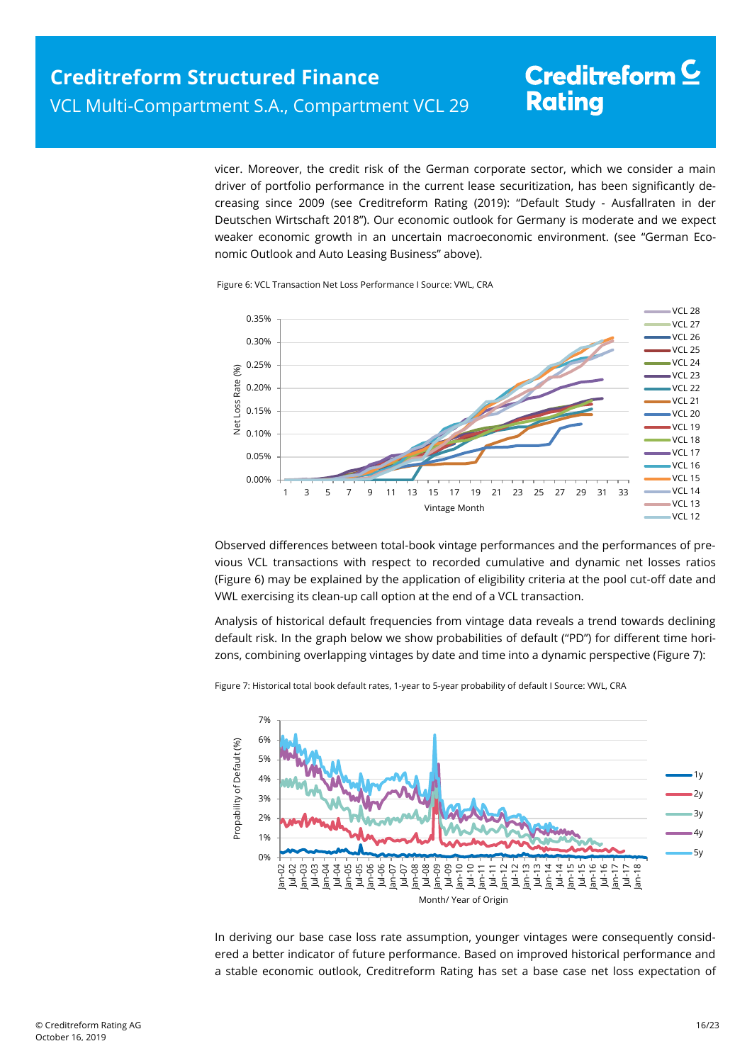vicer. Moreover, the credit risk of the German corporate sector, which we consider a main driver of portfolio performance in the current lease securitization, has been significantly decreasing since 2009 (see Creditreform Rating (2019): "Default Study - Ausfallraten in der Deutschen Wirtschaft 2018"). Our economic outlook for Germany is moderate and we expect weaker economic growth in an uncertain macroeconomic environment. (see "German Economic Outlook and Auto Leasing Business" above).

Figure 6: VCL Transaction Net Loss Performance I Source: VWL, CRA

Observed differences between total-book vintage performances and the performances of previous VCL transactions with respect to recorded cumulative and dynamic net losses ratios (Figure 6) may be explained by the application of eligibility criteria at the pool cut-off date and VWL exercising its clean-up call option at the end of a VCL transaction.

Analysis of historical default frequencies from vintage data reveals a trend towards declining default risk. In the graph below we show probabilities of default ("PD") for different time horizons, combining overlapping vintages by date and time into a dynamic perspective (Figure 7):

Figure 7: Historical total book default rates, 1-year to 5-year probability of default I Source: VWL, CRA

In deriving our base case loss rate assumption, younger vintages were consequently considered a better indicator of future performance. Based on improved historical performance and a stable economic outlook, Creditreform Rating has set a base case net loss expectation of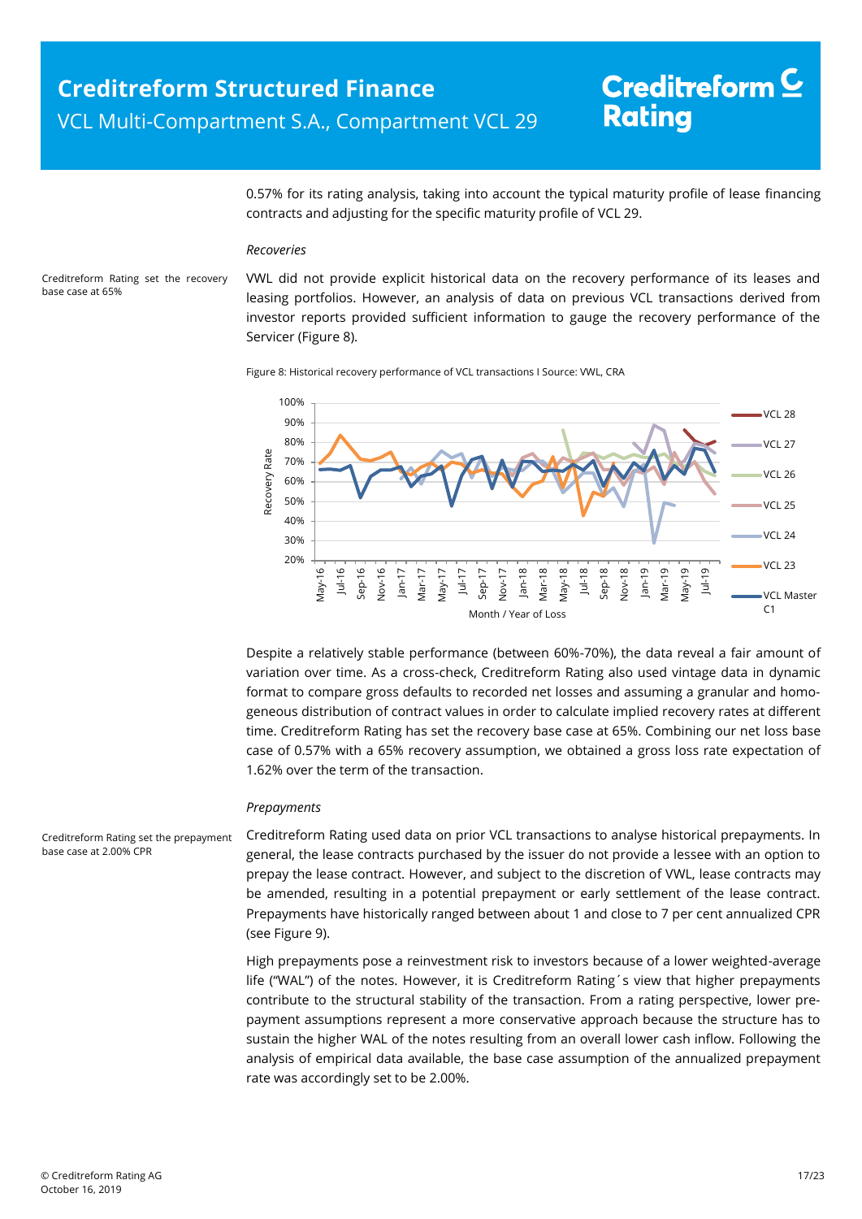0.57% for its rating analysis, taking into account the typical maturity profile of lease financing contracts and adjusting for the specific maturity profile of VCL 29.

### *Recoveries*

Creditreform Rating set the recovery base case at 65%

VWL did not provide explicit historical data on the recovery performance of its leases and leasing portfolios. However, an analysis of data on previous VCL transactions derived from investor reports provided sufficient information to gauge the recovery performance of the Servicer (Figure 8).

Figure 8: Historical recovery performance of VCL transactions I Source: VWL, CRA

Despite a relatively stable performance (between 60%-70%), the data reveal a fair amount of variation over time. As a cross-check, Creditreform Rating also used vintage data in dynamic format to compare gross defaults to recorded net losses and assuming a granular and homogeneous distribution of contract values in order to calculate implied recovery rates at different time. Creditreform Rating has set the recovery base case at 65%. Combining our net loss base case of 0.57% with a 65% recovery assumption, we obtained a gross loss rate expectation of 1.62% over the term of the transaction.

### *Prepayments*

Creditreform Rating set the prepayment base case at 2.00% CPR

Creditreform Rating used data on prior VCL transactions to analyse historical prepayments. In general, the lease contracts purchased by the issuer do not provide a lessee with an option to prepay the lease contract. However, and subject to the discretion of VWL, lease contracts may be amended, resulting in a potential prepayment or early settlement of the lease contract. Prepayments have historically ranged between about 1 and close to 7 per cent annualized CPR (see Figure 9).

High prepayments pose a reinvestment risk to investors because of a lower weighted-average life ("WAL") of the notes. However, it is Creditreform Rating´s view that higher prepayments contribute to the structural stability of the transaction. From a rating perspective, lower prepayment assumptions represent a more conservative approach because the structure has to sustain the higher WAL of the notes resulting from an overall lower cash inflow. Following the analysis of empirical data available, the base case assumption of the annualized prepayment rate was accordingly set to be 2.00%.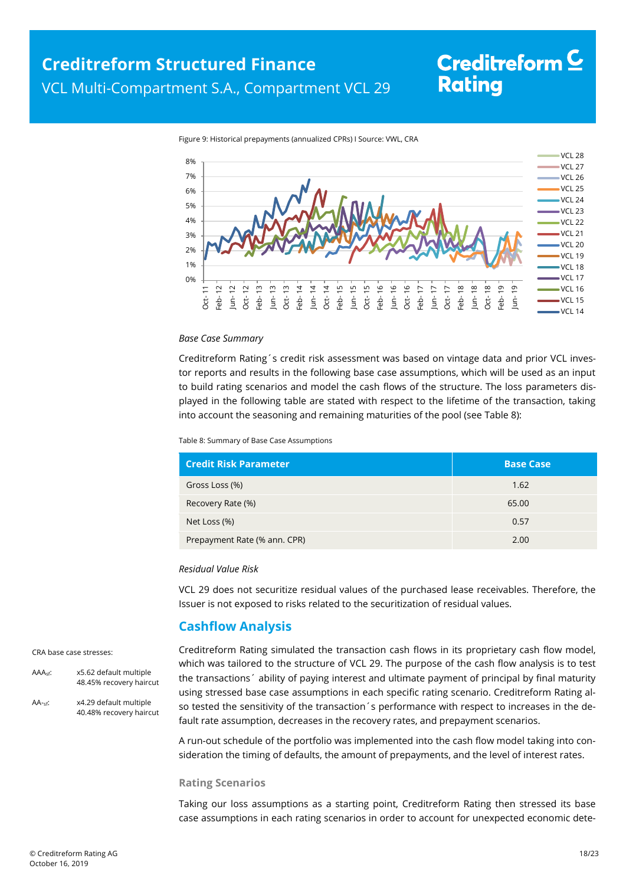Figure 9: Historical prepayments (annualized CPRs) I Source: VWL, CRA

*Base Case Summary*

Creditreform Rating´s credit risk assessment was based on vintage data and prior VCL investor reports and results in the following base case assumptions, which will be used as an input to build rating scenarios and model the cash flows of the structure. The loss parameters displayed in the following table are stated with respect to the lifetime of the transaction, taking into account the seasoning and remaining maturities of the pool (see Table 8):

Table 8: Summary of Base Case Assumptions

| Credit Risk Parameter | Base Case |
|---|---|
| Gross Loss (%) | 1.62 |
| Recovery Rate (%) | 65.00 |
| Net Loss (%) | 0.57 |
| Prepayment Rate (% ann. CPR) | 2.00 |

*Residual Value Risk*

VCL 29 does not securitize residual values of the purchased lease receivables. Therefore, the Issuer is not exposed to risks related to the securitization of residual values.

## Cashflow Analysis

CRA base case stresses:

$AAA_{sf}$: x5.62 default multiple, 48.45% recovery haircut

$AA-_{sf}$: x4.29 default multiple, 40.48% recovery haircut

Creditreform Rating simulated the transaction cash flows in its proprietary cash flow model, which was tailored to the structure of VCL 29. The purpose of the cash flow analysis is to test the transactions´ ability of paying interest and ultimate payment of principal by final maturity using stressed base case assumptions in each specific rating scenario. Creditreform Rating also tested the sensitivity of the transaction´s performance with respect to increases in the default rate assumption, decreases in the recovery rates, and prepayment scenarios.

A run-out schedule of the portfolio was implemented into the cash flow model taking into consideration the timing of defaults, the amount of prepayments, and the level of interest rates.

### Rating Scenarios

Taking our loss assumptions as a starting point, Creditreform Rating then stressed its base case assumptions in each rating scenarios in order to account for unexpected economic dete-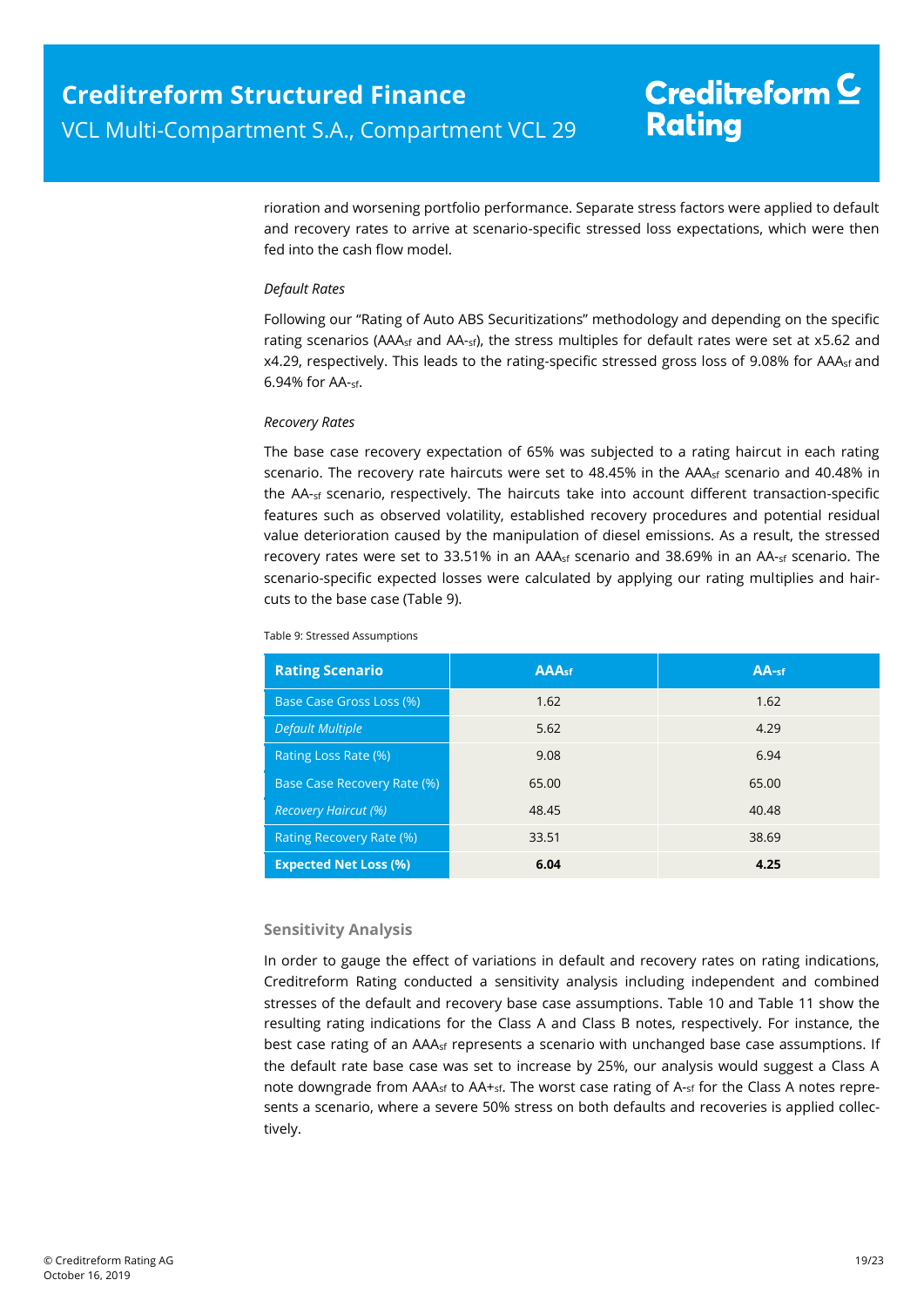rioration and worsening portfolio performance. Separate stress factors were applied to default and recovery rates to arrive at scenario-specific stressed loss expectations, which were then fed into the cash flow model.

*Default Rates*

Following our "Rating of Auto ABS Securitizations" methodology and depending on the specific rating scenarios ($AAA_{sf}$ and $AA-_{sf}$), the stress multiples for default rates were set at x5.62 and x4.29, respectively. This leads to the rating-specific stressed gross loss of 9.08% for $AAA_{sf}$ and 6.94% for $AA-_{sf}$.

*Recovery Rates*

The base case recovery expectation of 65% was subjected to a rating haircut in each rating scenario. The recovery rate haircuts were set to 48.45% in the $AAA_{sf}$ scenario and 40.48% in the $AA-_{sf}$ scenario, respectively. The haircuts take into account different transaction-specific features such as observed volatility, established recovery procedures and potential residual value deterioration caused by the manipulation of diesel emissions. As a result, the stressed recovery rates were set to 33.51% in an $AAA_{sf}$ scenario and 38.69% in an $AA-_{sf}$ scenario. The scenario-specific expected losses were calculated by applying our rating multiples and haircuts to the base case (Table 9).

Table 9: Stressed Assumptions

| Rating Scenario | $AAA_{sf}$ | $AA-_{sf}$ |
|---|---|---|
| Base Case Gross Loss (%) | 1.62 | 1.62 |
| *Default Multiple* | 5.62 | 4.29 |
| Rating Loss Rate (%) | 9.08 | 6.94 |
| Base Case Recovery Rate (%) | 65.00 | 65.00 |
| *Recovery Haircut (%)* | 48.45 | 40.48 |
| Rating Recovery Rate (%) | 33.51 | 38.69 |
| **Expected Net Loss (%)** | **6.04** | **4.25** |

### Sensitivity Analysis

In order to gauge the effect of variations in default and recovery rates on rating indications, Creditreform Rating conducted a sensitivity analysis including independent and combined stresses of the default and recovery base case assumptions. Table 10 and Table 11 show the resulting rating indications for the Class A and Class B notes, respectively. For instance, the best case rating of an $AAA_{sf}$ represents a scenario with unchanged base case assumptions. If the default rate base case was set to increase by 25%, our analysis would suggest a Class A note downgrade from $AAA_{sf}$ to $AA+_{sf}$. The worst case rating of $A-_{sf}$ for the Class A notes represents a scenario, where a severe 50% stress on both defaults and recoveries is applied collectively.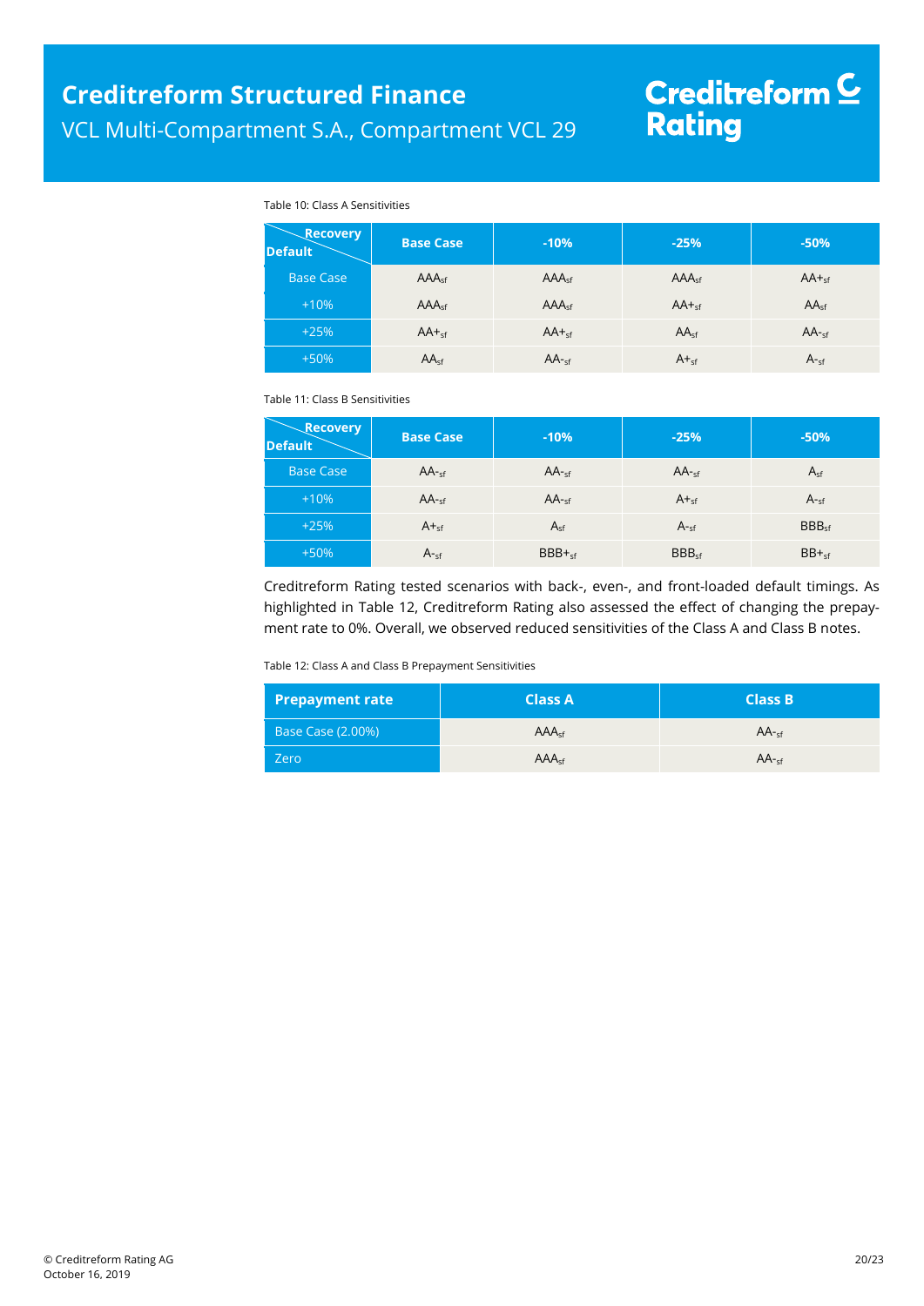Table 10: Class A Sensitivities

| Default \ Recovery | Base Case | -10% | -25% | -50% |
| --- | --- | --- | --- | --- |
| Base Case | $AAA_{sf}$ | $AAA_{sf}$ | $AAA_{sf}$ | $AA+_{sf}$ |
| +10% | $AAA_{sf}$ | $AAA_{sf}$ | $AA+_{sf}$ | $AA_{sf}$ |
| +25% | $AA+_{sf}$ | $AA+_{sf}$ | $AA_{sf}$ | $AA-_{sf}$ |
| +50% | $AA_{sf}$ | $AA-_{sf}$ | $A+_{sf}$ | $A-_{sf}$ |

Table 11: Class B Sensitivities

| Default \ Recovery | Base Case | -10% | -25% | -50% |
| --- | --- | --- | --- | --- |
| Base Case | $AA-_{sf}$ | $AA-_{sf}$ | $AA-_{sf}$ | $A_{sf}$ |
| +10% | $AA-_{sf}$ | $AA-_{sf}$ | $A+_{sf}$ | $A-_{sf}$ |
| +25% | $A+_{sf}$ | $A_{sf}$ | $A-_{sf}$ | $BBB_{sf}$ |
| +50% | $A-_{sf}$ | $BBB+_{sf}$ | $BBB_{sf}$ | $BB+_{sf}$ |

Creditreform Rating tested scenarios with back-, even-, and front-loaded default timings. As highlighted in Table 12, Creditreform Rating also assessed the effect of changing the prepayment rate to 0%. Overall, we observed reduced sensitivities of the Class A and Class B notes.

Table 12: Class A and Class B Prepayment Sensitivities

| Prepayment rate | Class A | Class B |
| --- | --- | --- |
| Base Case (2.00%) | $AAA_{sf}$ | $AA-_{sf}$ |
| Zero | $AAA_{sf}$ | $AA-_{sf}$ |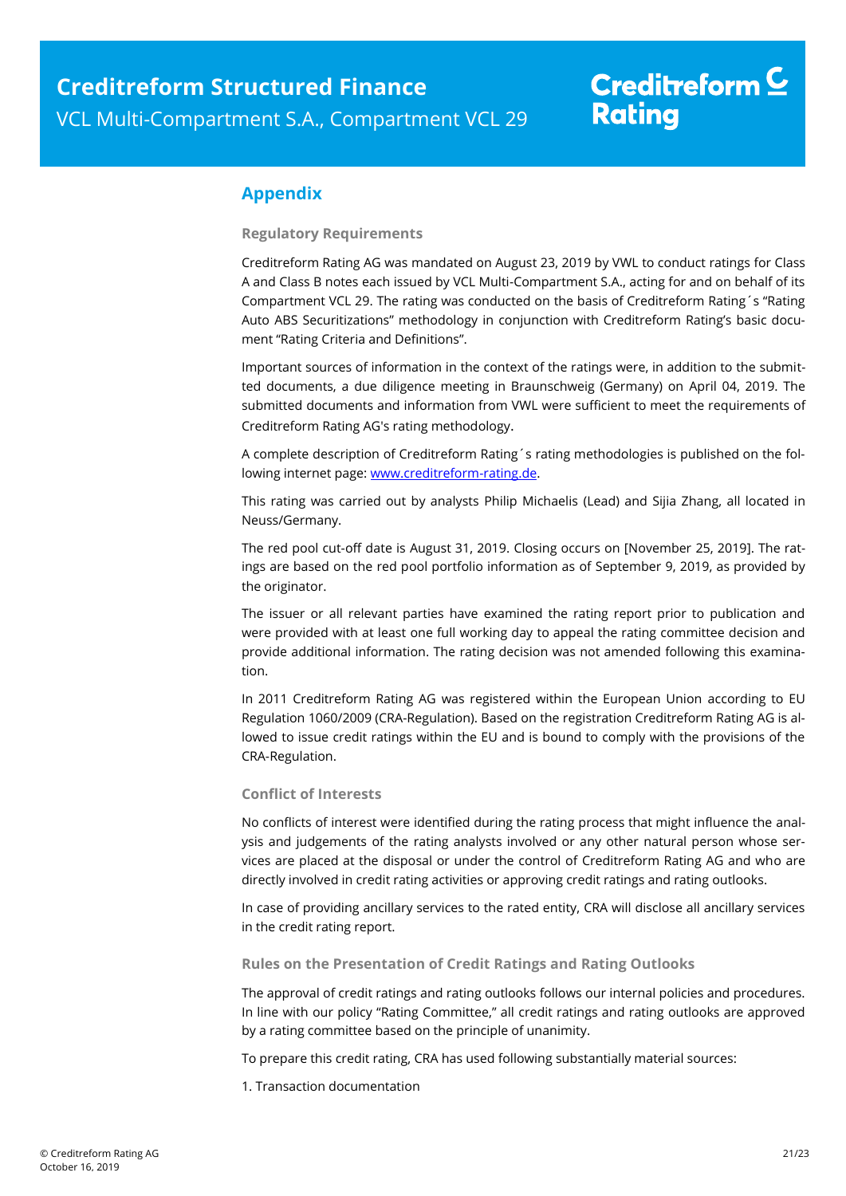## Appendix

### Regulatory Requirements

Creditreform Rating AG was mandated on August 23, 2019 by VWL to conduct ratings for Class A and Class B notes each issued by VCL Multi-Compartment S.A., acting for and on behalf of its Compartment VCL 29. The rating was conducted on the basis of Creditreform Rating´s "Rating Auto ABS Securitizations" methodology in conjunction with Creditreform Rating's basic document "Rating Criteria and Definitions".

Important sources of information in the context of the ratings were, in addition to the submitted documents, a due diligence meeting in Braunschweig (Germany) on April 04, 2019. The submitted documents and information from VWL were sufficient to meet the requirements of Creditreform Rating AG's rating methodology.

A complete description of Creditreform Rating´s rating methodologies is published on the following internet page: [www.creditreform-rating.de](www.creditreform-rating.de).

This rating was carried out by analysts Philip Michaelis (Lead) and Sijia Zhang, all located in Neuss/Germany.

The red pool cut-off date is August 31, 2019. Closing occurs on [November 25, 2019]. The ratings are based on the red pool portfolio information as of September 9, 2019, as provided by the originator.

The issuer or all relevant parties have examined the rating report prior to publication and were provided with at least one full working day to appeal the rating committee decision and provide additional information. The rating decision was not amended following this examination.

In 2011 Creditreform Rating AG was registered within the European Union according to EU Regulation 1060/2009 (CRA-Regulation). Based on the registration Creditreform Rating is allowed to issue credit ratings within the EU and is bound to comply with the provisions of the CRA-Regulation.

### Conflict of Interests

No conflicts of interest were identified during the rating process that might influence the analysis and judgements of the rating analysts involved or any other natural person whose services are placed at the disposal or under the control of Creditreform Rating AG and who are directly involved in credit rating activities or approving credit ratings and rating outlooks.

In case of providing ancillary services to the rated entity, CRA will disclose all ancillary services in the credit rating report.

### Rules on the Presentation of Credit Ratings and Rating Outlooks

The approval of credit ratings and rating outlooks follows our internal policies and procedures. In line with our policy "Rating Committee," all credit ratings and rating outlooks are approved by a rating committee based on the principle of unanimity.

To prepare this credit rating, CRA has used following substantially material sources:

1. Transaction documentation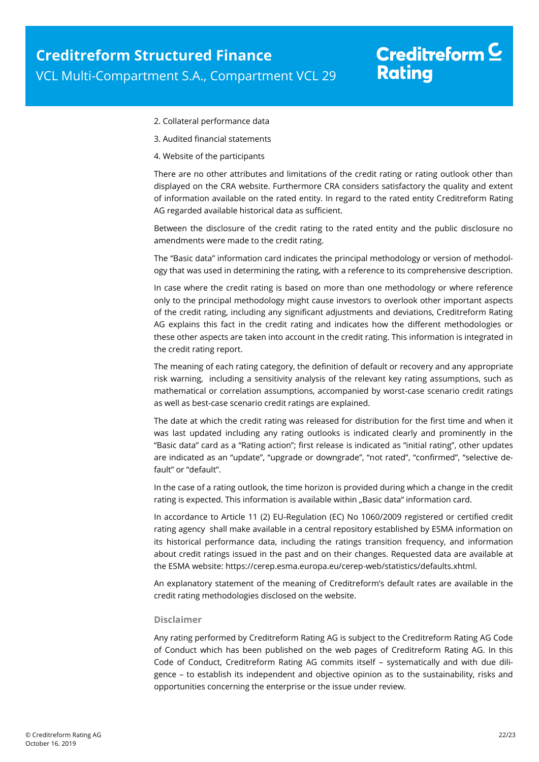2. Collateral performance data

3. Audited financial statements

4. Website of the participants

There are no other attributes and limitations of the credit rating or rating outlook other than displayed on the CRA website. Furthermore CRA considers satisfactory the quality and extent of information available on the rated entity. In regard to the rated entity Creditreform Rating AG regarded available historical data as sufficient.

Between the disclosure of the credit rating to the rated entity and the public disclosure no amendments were made to the credit rating.

The "Basic data" information card indicates the principal methodology or version of methodology that was used in determining the rating, with a reference to its comprehensive description.

In case where the credit rating is based on more than one methodology or where reference only to the principal methodology might cause investors to overlook other important aspects of the credit rating, including any significant adjustments and deviations, Creditreform Rating AG explains this fact in the credit rating and indicates how the different methodologies or these other aspects are taken into account in the credit rating. This information is integrated in the credit rating report.

The meaning of each rating category, the definition of default or recovery and any appropriate risk warning, including a sensitivity analysis of the relevant key rating assumptions, such as mathematical or correlation assumptions, accompanied by worst-case scenario credit ratings as well as best-case scenario credit ratings are explained.

The date at which the credit rating was released for distribution for the first time and when it was last updated including any rating outlooks is indicated clearly and prominently in the "Basic data" card as a "Rating action"; first release is indicated as "initial rating", other updates are indicated as an "update", "upgrade or downgrade", "not rated", "confirmed", "selective default" or "default".

In the case of a rating outlook, the time horizon is provided during which a change in the credit rating is expected. This information is available within „Basic data" information card.

In accordance to Article 11 (2) EU-Regulation (EC) No 1060/2009 registered or certified credit rating agency shall make available in a central repository established by ESMA information on its historical performance data, including the ratings transition frequency, and information about credit ratings issued in the past and on their changes. Requested data are available at the ESMA website: https://cerep.esma.europa.eu/cerep-web/statistics/defaults.xhtml.

An explanatory statement of the meaning of Creditreform's default rates are available in the credit rating methodologies disclosed on the website.

### Disclaimer

Any rating performed by Creditreform Rating AG is subject to the Creditreform Rating AG Code of Conduct which has been published on the web pages of Creditreform Rating AG. In this Code of Conduct, Creditreform Rating AG commits itself – systematically and with due diligence – to establish its independent and objective opinion as to the sustainability, risks and opportunities concerning the enterprise or the issue under review.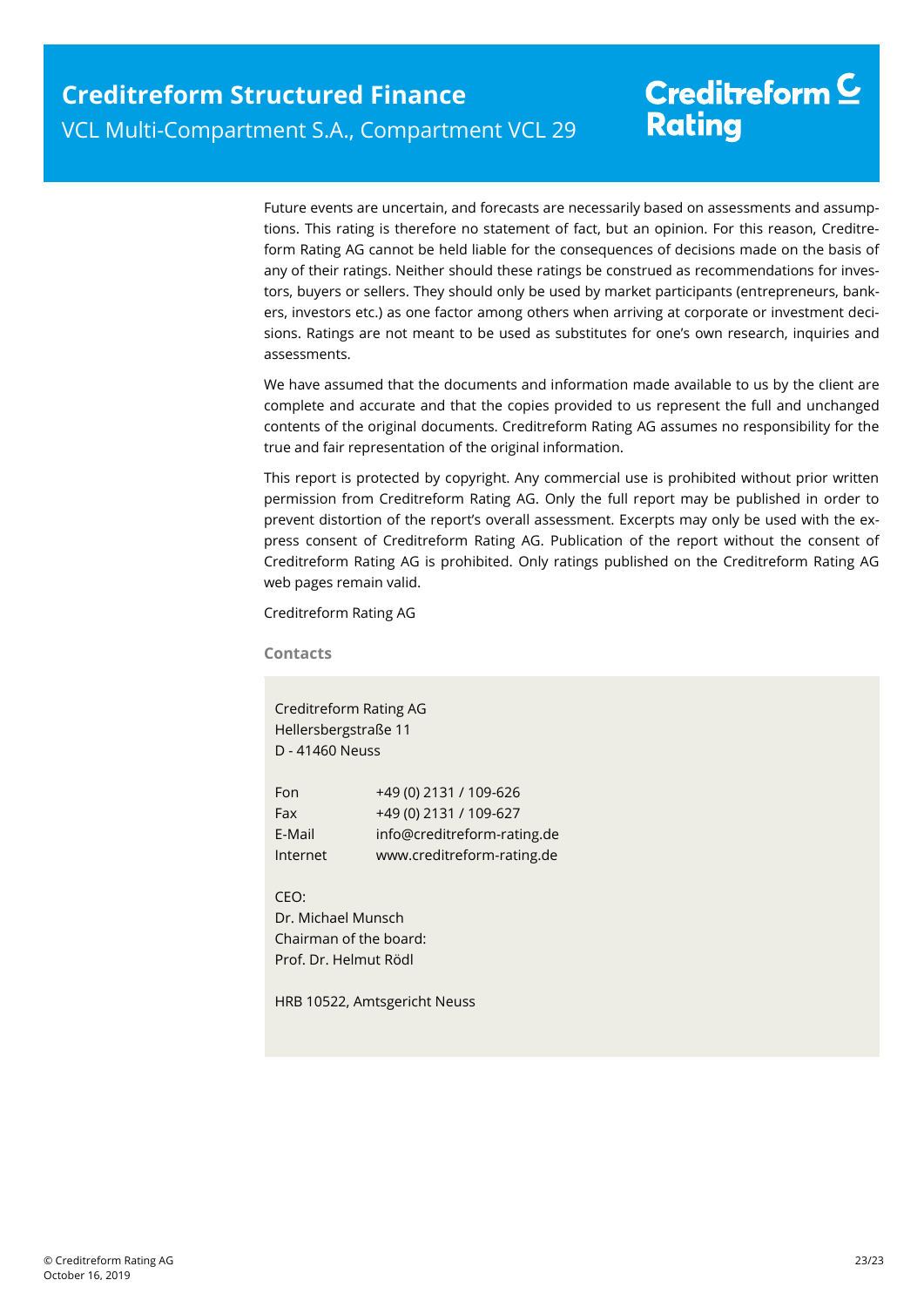Future events are uncertain, and forecasts are necessarily based on assessments and assumptions. This rating is therefore no statement of fact, but an opinion. For this reason, Creditreform Rating AG cannot be held liable for the consequences of decisions made on the basis of any of their ratings. Neither should these ratings be construed as recommendations for investors, buyers or sellers. They should only be used by market participants (entrepreneurs, bankers, investors etc.) as one factor among others when arriving at corporate or investment decisions. Ratings are not meant to be used as substitutes for one's own research, inquiries and assessments.

We have assumed that the documents and information made available to us by the client are complete and accurate and that the copies provided to us represent the full and unchanged contents of the original documents. Creditreform Rating AG assumes no responsibility for the true and fair representation of the original information.

This report is protected by copyright. Any commercial use is prohibited without prior written permission from Creditreform Rating AG. Only the full report may be published in order to prevent distortion of the report's overall assessment. Excerpts may only be used with the express consent of Creditreform Rating AG. Publication of the report without the consent of Creditreform Rating AG is prohibited. Only ratings published on the Creditreform Rating AG web pages remain valid.

Creditreform Rating AG

### Contacts

Creditreform Rating AG
Hellersbergstraße 11
D - 41460 Neuss

| | |
|---|---|
| Fon | +49 (0) 2131 / 109-626 |
| Fax | +49 (0) 2131 / 109-627 |
| E-Mail | info@creditreform-rating.de |
| Internet | www.creditreform-rating.de |

CEO:
Dr. Michael Munsch
Chairman of the board:
Prof. Dr. Helmut Rödl

HRB 10522, Amtsgericht Neuss